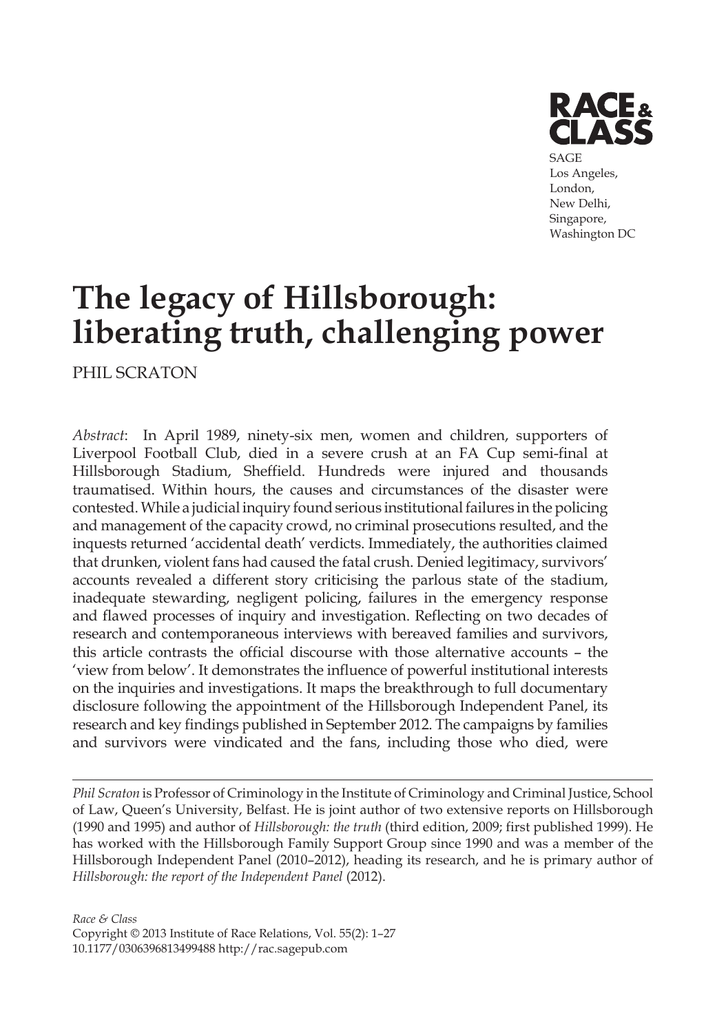# The legacy of Hillsborough: liberating truth, challenging power

PHIL SCRATON

*Abstract*: In April 1989, ninety-six men, women and children, supporters of Liverpool Football Club, died in a severe crush at an FA Cup semi-final at Hillsborough Stadium, Sheffield. Hundreds were injured and thousands traumatised. Within hours, the causes and circumstances of the disaster were contested. While a judicial inquiry found serious institutional failures in the policing and management of the capacity crowd, no criminal prosecutions resulted, and the inquests returned 'accidental death' verdicts. Immediately, the authorities claimed that drunken, violent fans had caused the fatal crush. Denied legitimacy, survivors' accounts revealed a different story criticising the parlous state of the stadium, inadequate stewarding, negligent policing, failures in the emergency response and flawed processes of inquiry and investigation. Reflecting on two decades of research and contemporaneous interviews with bereaved families and survivors, this article contrasts the official discourse with those alternative accounts – the 'view from below'. It demonstrates the influence of powerful institutional interests on the inquiries and investigations. It maps the breakthrough to full documentary disclosure following the appointment of the Hillsborough Independent Panel, its research and key findings published in September 2012. The campaigns by families and survivors were vindicated and the fans, including those who died, were

*Phil Scraton* is Professor of Criminology in the Institute of Criminology and Criminal Justice, School of Law, Queen's University, Belfast. He is joint author of two extensive reports on Hillsborough (1990 and 1995) and author of *Hillsborough: the truth* (third edition, 2009; first published 1999). He has worked with the Hillsborough Family Support Group since 1990 and was a member of the Hillsborough Independent Panel (2010–2012), heading its research, and he is primary author of *Hillsborough: the report of the Independent Panel* (2012).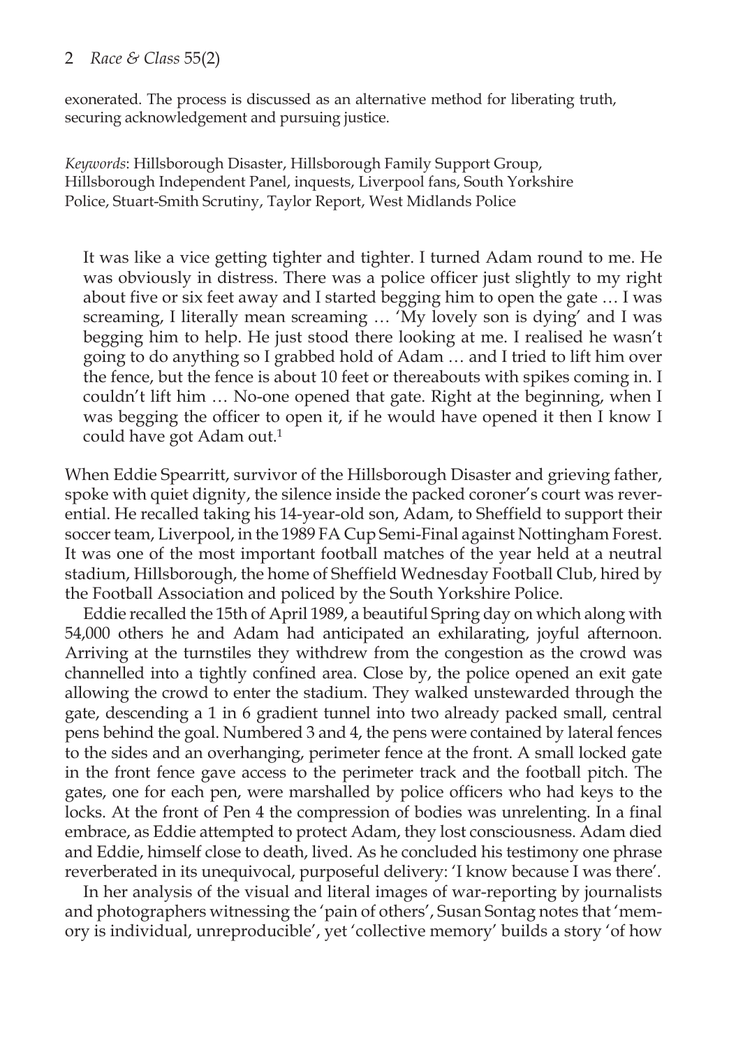exonerated. The process is discussed as an alternative method for liberating truth, securing acknowledgement and pursuing justice.

*Keywords*: Hillsborough Disaster, Hillsborough Family Support Group, Hillsborough Independent Panel, inquests, Liverpool fans, South Yorkshire Police, Stuart-Smith Scrutiny, Taylor Report, West Midlands Police

> It was like a vice getting tighter and tighter. I turned Adam round to me. He was obviously in distress. There was a police officer just slightly to my right about five or six feet away and I started begging him to open the gate … I was screaming, I literally mean screaming … 'My lovely son is dying' and I was begging him to help. He just stood there looking at me. I realised he wasn't going to do anything so I grabbed hold of Adam … and I tried to lift him over the fence, but the fence is about 10 feet or thereabouts with spikes coming in. I couldn't lift him … No-one opened that gate. Right at the beginning, when I was begging the officer to open it, if he would have opened it then I know I could have got Adam out.[1]

When Eddie Spearritt, survivor of the Hillsborough Disaster and grieving father, spoke with quiet dignity, the silence inside the packed coroner's court was reverential. He recalled taking his 14-year-old son, Adam, to Sheffield to support their soccer team, Liverpool, in the 1989 FA Cup Semi-Final against Nottingham Forest. It was one of the most important football matches of the year held at a neutral stadium, Hillsborough, the home of Sheffield Wednesday Football Club, hired by the Football Association and policed by the South Yorkshire Police.

Eddie recalled the 15th of April 1989, a beautiful Spring day on which along with 54,000 others he and Adam had anticipated an exhilarating, joyful afternoon. Arriving at the turnstiles they withdrew from the congestion as the crowd was channelled into a tightly confined area. Close by, the police opened an exit gate allowing the crowd to enter the stadium. They walked unstewarded through the gate, descending a 1 in 6 gradient tunnel into two already packed small, central pens behind the goal. Numbered 3 and 4, the pens were contained by lateral fences to the sides and an overhanging, perimeter fence at the front. A small locked gate in the front fence gave access to the perimeter track and the football pitch. The gates, one for each pen, were marshalled by police officers who had keys to the locks. At the front of Pen 4 the compression of bodies was unrelenting. In a final embrace, as Eddie attempted to protect Adam, they lost consciousness. Adam died and Eddie, himself close to death, lived. As he concluded his testimony one phrase reverberated in its unequivocal, purposeful delivery: 'I know because I was there'.

In her analysis of the visual and literal images of war-reporting by journalists and photographers witnessing the 'pain of others', Susan Sontag notes that 'memory is individual, unreproducible', yet 'collective memory' builds a story 'of how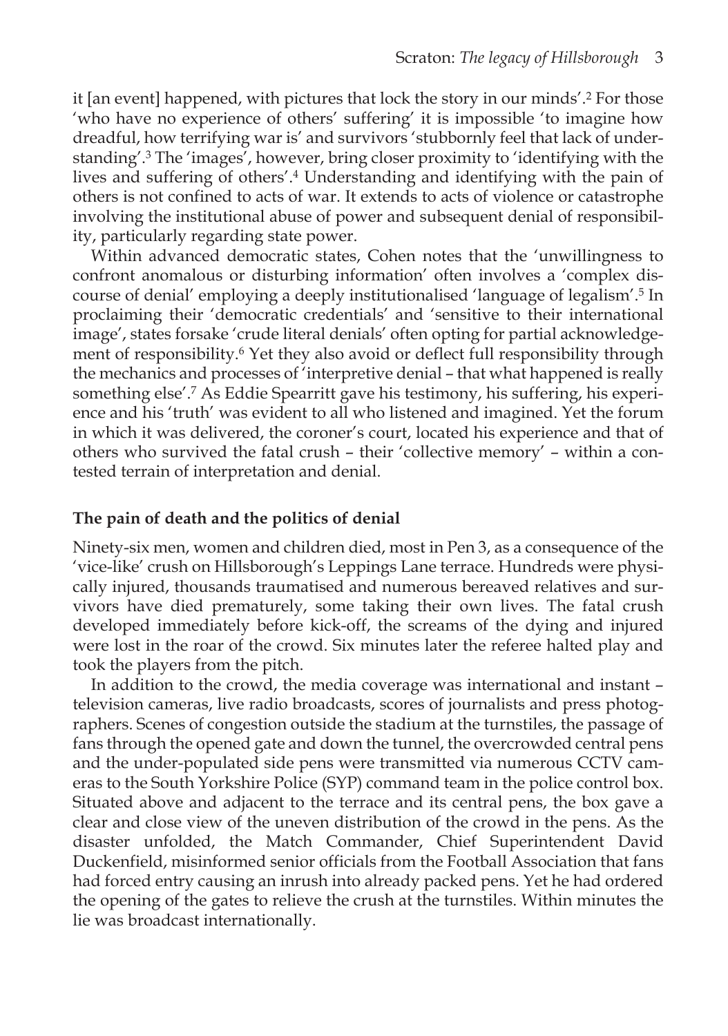it [an event] happened, with pictures that lock the story in our minds'.[2] For those 'who have no experience of others' suffering' it is impossible 'to imagine how dreadful, how terrifying war is' and survivors 'stubbornly feel that lack of understanding'.[3] The 'images', however, bring closer proximity to 'identifying with the lives and suffering of others'.[4] Understanding and identifying with the pain of others is not confined to acts of war. It extends to acts of violence or catastrophe involving the institutional abuse of power and subsequent denial of responsibility, particularly regarding state power.

Within advanced democratic states, Cohen notes that the 'unwillingness to confront anomalous or disturbing information' often involves a 'complex discourse of denial' employing a deeply institutionalised 'language of legalism'.[5] In proclaiming their 'democratic credentials' and 'sensitive to their international image', states forsake 'crude literal denials' often opting for partial acknowledgement of responsibility.[6] Yet they also avoid or deflect full responsibility through the mechanics and processes of 'interpretive denial – that what happened is really something else'.[7] As Eddie Spearritt gave his testimony, his suffering, his experience and his 'truth' was evident to all who listened and imagined. Yet the forum in which it was delivered, the coroner's court, located his experience and that of others who survived the fatal crush – their 'collective memory' – within a contested terrain of interpretation and denial.

## The pain of death and the politics of denial

Ninety-six men, women and children died, most in Pen 3, as a consequence of the 'vice-like' crush on Hillsborough's Leppings Lane terrace. Hundreds were physically injured, thousands traumatised and numerous bereaved relatives and survivors have died prematurely, some taking their own lives. The fatal crush developed immediately before kick-off, the screams of the dying and injured were lost in the roar of the crowd. Six minutes later the referee halted play and took the players from the pitch.

In addition to the crowd, the media coverage was international and instant – television cameras, live radio broadcasts, scores of journalists and press photographers. Scenes of congestion outside the stadium at the turnstiles, the passage of fans through the opened gate and down the tunnel, the overcrowded central pens and the under-populated side pens were transmitted via numerous CCTV cameras to the South Yorkshire Police (SYP) command team in the police control box. Situated above and adjacent to the terrace and its central pens, the box gave a clear and close view of the uneven distribution of the crowd in the pens. As the disaster unfolded, the Match Commander, Chief Superintendent David Duckenfield, misinformed senior officials from the Football Association that fans had forced entry causing an inrush into already packed pens. Yet he had ordered the opening of the gates to relieve the crush at the turnstiles. Within minutes the lie was broadcast internationally.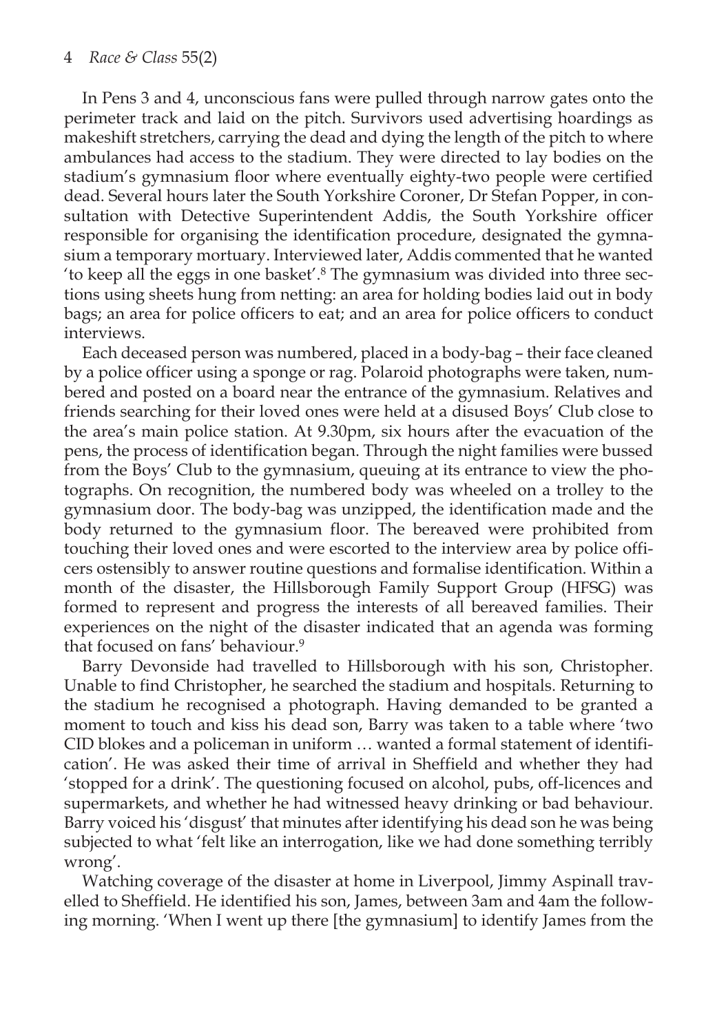In Pens 3 and 4, unconscious fans were pulled through narrow gates onto the perimeter track and laid on the pitch. Survivors used advertising hoardings as makeshift stretchers, carrying the dead and dying the length of the pitch to where ambulances had access to the stadium. They were directed to lay bodies on the stadium's gymnasium floor where eventually eighty-two people were certified dead. Several hours later the South Yorkshire Coroner, Dr Stefan Popper, in consultation with Detective Superintendent Addis, the South Yorkshire officer responsible for organising the identification procedure, designated the gymnasium a temporary mortuary. Interviewed later, Addis commented that he wanted 'to keep all the eggs in one basket'.[8] The gymnasium was divided into three sections using sheets hung from netting: an area for holding bodies laid out in body bags; an area for police officers to eat; and an area for police officers to conduct interviews.

Each deceased person was numbered, placed in a body-bag – their face cleaned by a police officer using a sponge or rag. Polaroid photographs were taken, numbered and posted on a board near the entrance of the gymnasium. Relatives and friends searching for their loved ones were held at a disused Boys' Club close to the area's main police station. At 9.30pm, six hours after the evacuation of the pens, the process of identification began. Through the night families were bussed from the Boys' Club to the gymnasium, queuing at its entrance to view the photographs. On recognition, the numbered body was wheeled on a trolley to the gymnasium door. The body-bag was unzipped, the identification made and the body returned to the gymnasium floor. The bereaved were prohibited from touching their loved ones and were escorted to the interview area by police officers ostensibly to answer routine questions and formalise identification. Within a month of the disaster, the Hillsborough Family Support Group (HFSG) was formed to represent and progress the interests of all bereaved families. Their experiences on the night of the disaster indicated that an agenda was forming that focused on fans' behaviour.[9]

Barry Devonside had travelled to Hillsborough with his son, Christopher. Unable to find Christopher, he searched the stadium and hospitals. Returning to the stadium he recognised a photograph. Having demanded to be granted a moment to touch and kiss his dead son, Barry was taken to a table where 'two CID blokes and a policeman in uniform … wanted a formal statement of identification'. He was asked their time of arrival in Sheffield and whether they had 'stopped for a drink'. The questioning focused on alcohol, pubs, off-licences and supermarkets, and whether he had witnessed heavy drinking or bad behaviour. Barry voiced his 'disgust' that minutes after identifying his dead son he was being subjected to what 'felt like an interrogation, like we had done something terribly wrong'.

Watching coverage of the disaster at home in Liverpool, Jimmy Aspinall travelled to Sheffield. He identified his son, James, between 3am and 4am the following morning. 'When I went up there [the gymnasium] to identify James from the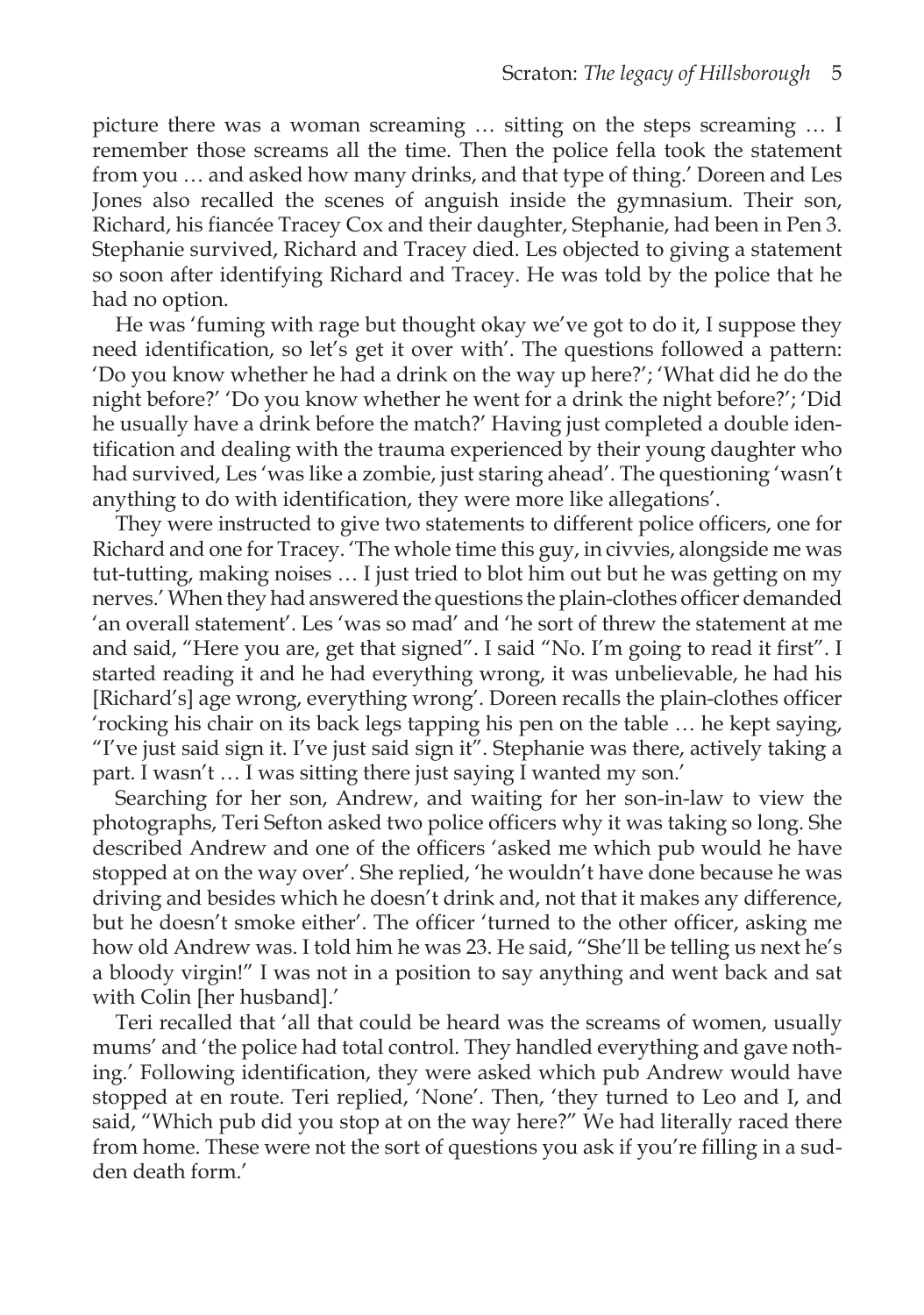picture there was a woman screaming … sitting on the steps screaming … I remember those screams all the time. Then the police fella took the statement from you … and asked how many drinks, and that type of thing.' Doreen and Les Jones also recalled the scenes of anguish inside the gymnasium. Their son, Richard, his fiancée Tracey Cox and their daughter, Stephanie, had been in Pen 3. Stephanie survived, Richard and Tracey died. Les objected to giving a statement so soon after identifying Richard and Tracey. He was told by the police that he had no option.

He was 'fuming with rage but thought okay we've got to do it, I suppose they need identification, so let's get it over with'. The questions followed a pattern: 'Do you know whether he had a drink on the way up here?'; 'What did he do the night before?' 'Do you know whether he went for a drink the night before?'; 'Did he usually have a drink before the match?' Having just completed a double identification and dealing with the trauma experienced by their young daughter who had survived, Les 'was like a zombie, just staring ahead'. The questioning 'wasn't anything to do with identification, they were more like allegations'.

They were instructed to give two statements to different police officers, one for Richard and one for Tracey. 'The whole time this guy, in civvies, alongside me was tut-tutting, making noises … I just tried to blot him out but he was getting on my nerves.' When they had answered the questions the plain-clothes officer demanded 'an overall statement'. Les 'was so mad' and 'he sort of threw the statement at me and said, "Here you are, get that signed". I said "No. I'm going to read it first". I started reading it and he had everything wrong, it was unbelievable, he had his [Richard's] age wrong, everything wrong'. Doreen recalls the plain-clothes officer 'rocking his chair on its back legs tapping his pen on the table … he kept saying, "I've just said sign it. I've just said sign it". Stephanie was there, actively taking a part. I wasn't … I was sitting there just saying I wanted my son.'

Searching for her son, Andrew, and waiting for her son-in-law to view the photographs, Teri Sefton asked two police officers why it was taking so long. She described Andrew and one of the officers 'asked me which pub would he have stopped at on the way over'. She replied, 'he wouldn't have done because he was driving and besides which he doesn't drink and, not that it makes any difference, but he doesn't smoke either'. The officer 'turned to the other officer, asking me how old Andrew was. I told him he was 23. He said, "She'll be telling us next he's a bloody virgin!" I was not in a position to say anything and went back and sat with Colin [her husband].'

Teri recalled that 'all that could be heard was the screams of women, usually mums' and 'the police had total control. They handled everything and gave nothing.' Following identification, they were asked which pub Andrew would have stopped at en route. Teri replied, 'None'. Then, 'they turned to Leo and I, and said, "Which pub did you stop at on the way here?" We had literally raced there from home. These were not the sort of questions you ask if you're filling in a sudden death form.'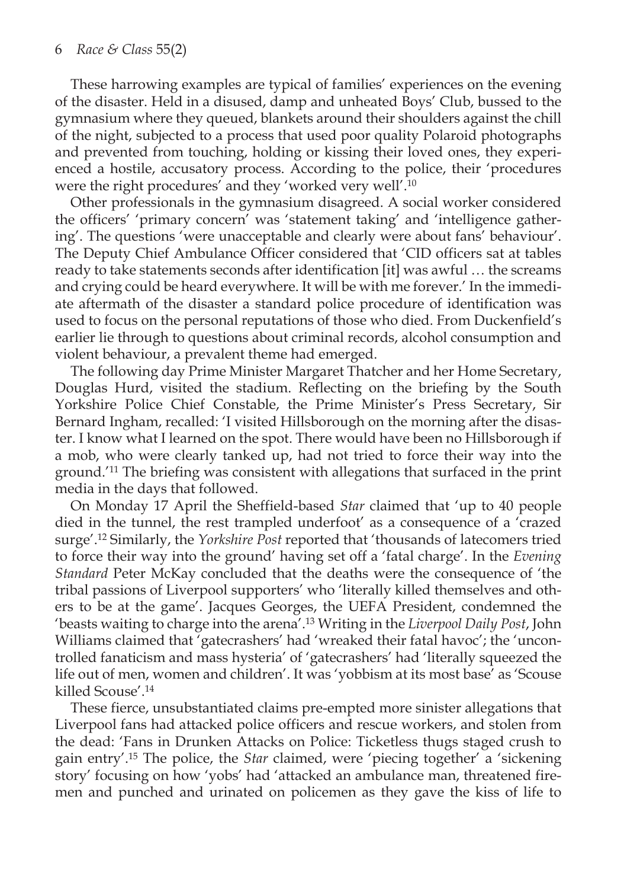These harrowing examples are typical of families' experiences on the evening of the disaster. Held in a disused, damp and unheated Boys' Club, bussed to the gymnasium where they queued, blankets around their shoulders against the chill of the night, subjected to a process that used poor quality Polaroid photographs and prevented from touching, holding or kissing their loved ones, they experienced a hostile, accusatory process. According to the police, their 'procedures were the right procedures' and they 'worked very well'.[10]

Other professionals in the gymnasium disagreed. A social worker considered the officers' 'primary concern' was 'statement taking' and 'intelligence gathering'. The questions 'were unacceptable and clearly were about fans' behaviour'. The Deputy Chief Ambulance Officer considered that 'CID officers sat at tables ready to take statements seconds after identification [it] was awful … the screams and crying could be heard everywhere. It will be with me forever.' In the immediate aftermath of the disaster a standard police procedure of identification was used to focus on the personal reputations of those who died. From Duckenfield's earlier lie through to questions about criminal records, alcohol consumption and violent behaviour, a prevalent theme had emerged.

The following day Prime Minister Margaret Thatcher and her Home Secretary, Douglas Hurd, visited the stadium. Reflecting on the briefing by the South Yorkshire Police Chief Constable, the Prime Minister's Press Secretary, Sir Bernard Ingham, recalled: 'I visited Hillsborough on the morning after the disaster. I know what I learned on the spot. There would have been no Hillsborough if a mob, who were clearly tanked up, had not tried to force their way into the ground.'[11] The briefing was consistent with allegations that surfaced in the print media in the days that followed.

On Monday 17 April the Sheffield-based *Star* claimed that 'up to 40 people died in the tunnel, the rest trampled underfoot' as a consequence of a 'crazed surge'.[12] Similarly, the *Yorkshire Post* reported that 'thousands of latecomers tried to force their way into the ground' having set off a 'fatal charge'. In the *Evening Standard* Peter McKay concluded that the deaths were the consequence of 'the tribal passions of Liverpool supporters' who 'literally killed themselves and others to be at the game'. Jacques Georges, the UEFA President, condemned the 'beasts waiting to charge into the arena'.[13] Writing in the *Liverpool Daily Post*, John Williams claimed that 'gatecrashers' had 'wreaked their fatal havoc'; the 'uncontrolled fanaticism and mass hysteria' of 'gatecrashers' had 'literally squeezed the life out of men, women and children'. It was 'yobbism at its most base' as 'Scouse killed Scouse'.[14]

These fierce, unsubstantiated claims pre-empted more sinister allegations that Liverpool fans had attacked police officers and rescue workers, and stolen from the dead: 'Fans in Drunken Attacks on Police: Ticketless thugs staged crush to gain entry'.[15] The police, the *Star* claimed, were 'piecing together' a 'sickening story' focusing on how 'yobs' had 'attacked an ambulance man, threatened firemen and punched and urinated on policemen as they gave the kiss of life to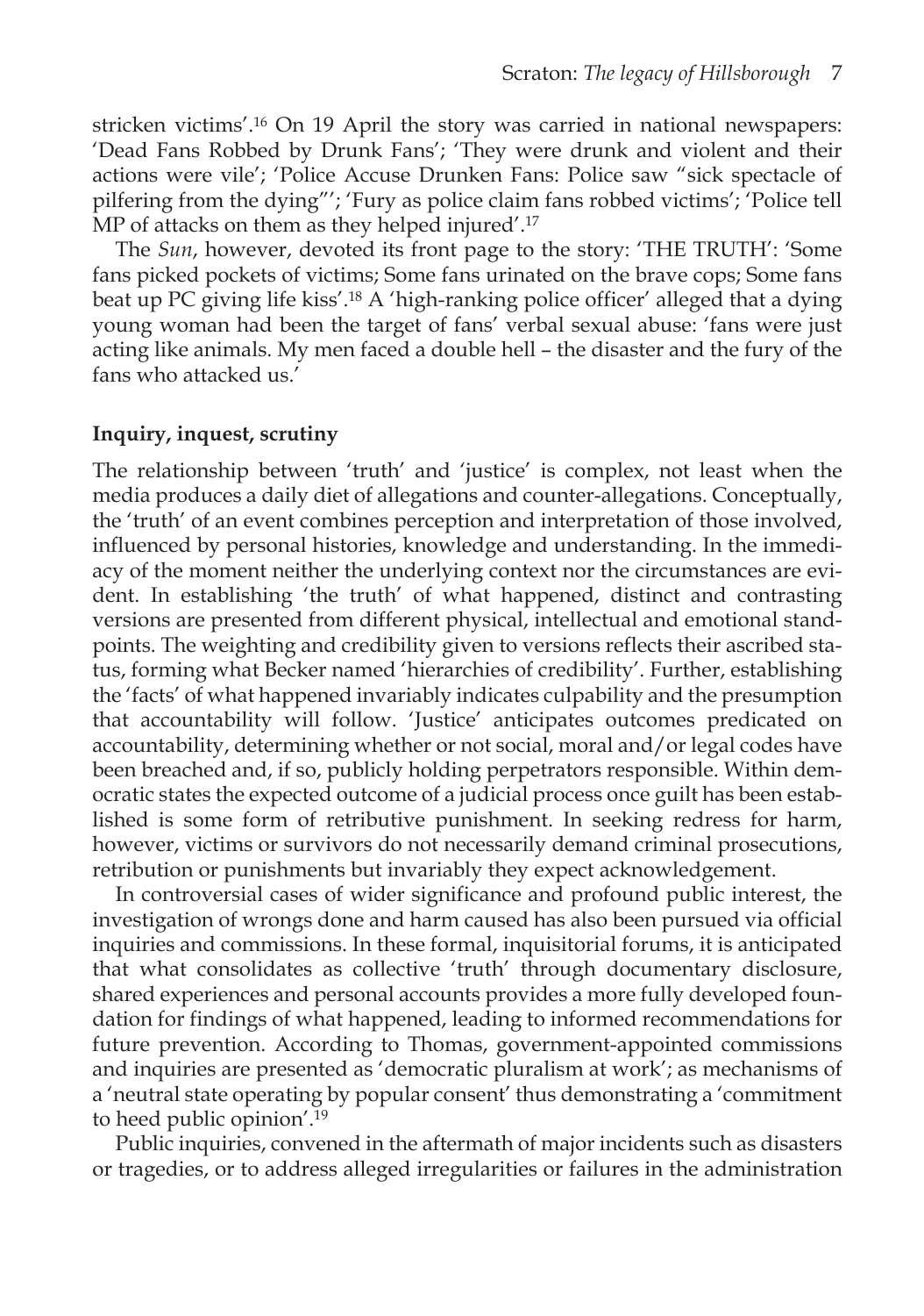stricken victims'.[16] On 19 April the story was carried in national newspapers: 'Dead Fans Robbed by Drunk Fans'; 'They were drunk and violent and their actions were vile'; 'Police Accuse Drunken Fans: Police saw "sick spectacle of pilfering from the dying"'; 'Fury as police claim fans robbed victims'; 'Police tell MP of attacks on them as they helped injured'.[17]

The *Sun*, however, devoted its front page to the story: 'THE TRUTH': 'Some fans picked pockets of victims; Some fans urinated on the brave cops; Some fans beat up PC giving life kiss'.[18] A 'high-ranking police officer' alleged that a dying young woman had been the target of fans' verbal sexual abuse: 'fans were just acting like animals. My men faced a double hell – the disaster and the fury of the fans who attacked us.'

**Inquiry, inquest, scrutiny**

The relationship between 'truth' and 'justice' is complex, not least when the media produces a daily diet of allegations and counter-allegations. Conceptually, the 'truth' of an event combines perception and interpretation of those involved, influenced by personal histories, knowledge and understanding. In the immediacy of the moment neither the underlying context nor the circumstances are evident. In establishing 'the truth' of what happened, distinct and contrasting versions are presented from different physical, intellectual and emotional standpoints. The weighting and credibility given to versions reflects their ascribed status, forming what Becker named 'hierarchies of credibility'. Further, establishing the 'facts' of what happened invariably indicates culpability and the presumption that accountability will follow. 'Justice' anticipates outcomes predicated on accountability, determining whether or not social, moral and/or legal codes have been breached and, if so, publicly holding perpetrators responsible. Within democratic states the expected outcome of a judicial process once guilt has been established is some form of retributive punishment. In seeking redress for harm, however, victims or survivors do not necessarily demand criminal prosecutions, retribution or punishments but invariably they expect acknowledgement.

In controversial cases of wider significance and profound public interest, the investigation of wrongs done and harm caused has also been pursued via official inquiries and commissions. In these formal, inquisitorial forums, it is anticipated that what consolidates as collective 'truth' through documentary disclosure, shared experiences and personal accounts provides a more fully developed foundation for findings of what happened, leading to informed recommendations for future prevention. According to Thomas, government-appointed commissions and inquiries are presented as 'democratic pluralism at work'; as mechanisms of a 'neutral state operating by popular consent' thus demonstrating a 'commitment to heed public opinion'.[19]

Public inquiries, convened in the aftermath of major incidents such as disasters or tragedies, or to address alleged irregularities or failures in the administration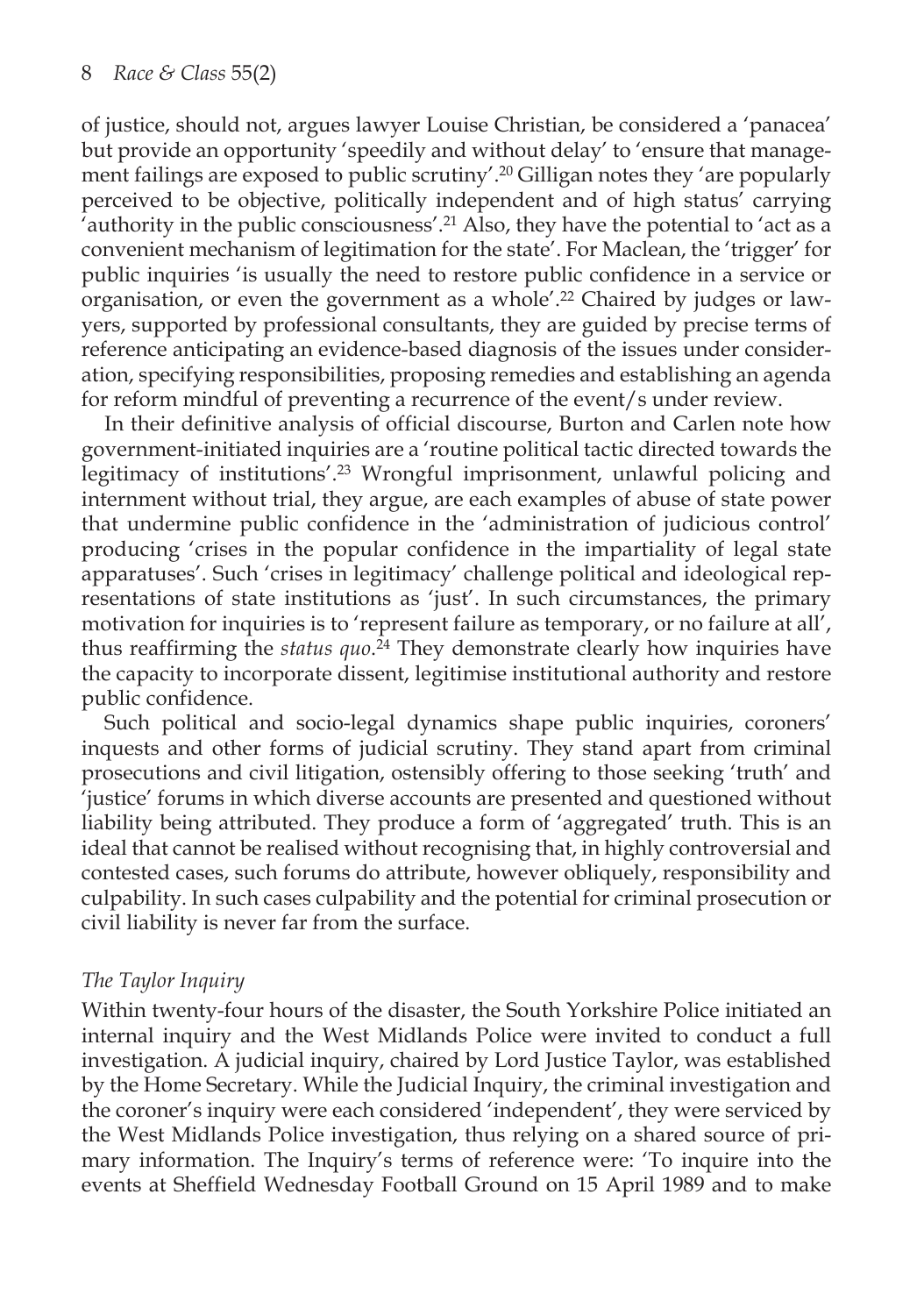of justice, should not, argues lawyer Louise Christian, be considered a 'panacea' but provide an opportunity 'speedily and without delay' to 'ensure that management failings are exposed to public scrutiny'.[20] Gilligan notes they 'are popularly perceived to be objective, politically independent and of high status' carrying 'authority in the public consciousness'.[21] Also, they have the potential to 'act as a convenient mechanism of legitimation for the state'. For Maclean, the 'trigger' for public inquiries 'is usually the need to restore public confidence in a service or organisation, or even the government as a whole'.[22] Chaired by judges or lawyers, supported by professional consultants, they are guided by precise terms of reference anticipating an evidence-based diagnosis of the issues under consideration, specifying responsibilities, proposing remedies and establishing an agenda for reform mindful of preventing a recurrence of the event/s under review.

In their definitive analysis of official discourse, Burton and Carlen note how government-initiated inquiries are a 'routine political tactic directed towards the legitimacy of institutions'.[23] Wrongful imprisonment, unlawful policing and internment without trial, they argue, are each examples of abuse of state power that undermine public confidence in the 'administration of judicious control' producing 'crises in the popular confidence in the impartiality of legal state apparatuses'. Such 'crises in legitimacy' challenge political and ideological representations of state institutions as 'just'. In such circumstances, the primary motivation for inquiries is to 'represent failure as temporary, or no failure at all', thus reaffirming the *status quo*.[24] They demonstrate clearly how inquiries have the capacity to incorporate dissent, legitimise institutional authority and restore public confidence.

Such political and socio-legal dynamics shape public inquiries, coroners' inquests and other forms of judicial scrutiny. They stand apart from criminal prosecutions and civil litigation, ostensibly offering to those seeking 'truth' and 'justice' forums in which diverse accounts are presented and questioned without liability being attributed. They produce a form of 'aggregated' truth. This is an ideal that cannot be realised without recognising that, in highly controversial and contested cases, such forums do attribute, however obliquely, responsibility and culpability. In such cases culpability and the potential for criminal prosecution or civil liability is never far from the surface.

### *The Taylor Inquiry*

Within twenty-four hours of the disaster, the South Yorkshire Police initiated an internal inquiry and the West Midlands Police were invited to conduct a full investigation. A judicial inquiry, chaired by Lord Justice Taylor, was established by the Home Secretary. While the Judicial Inquiry, the criminal investigation and the coroner's inquiry were each considered 'independent', they were serviced by the West Midlands Police investigation, thus relying on a shared source of primary information. The Inquiry's terms of reference were: 'To inquire into the events at Sheffield Wednesday Football Ground on 15 April 1989 and to make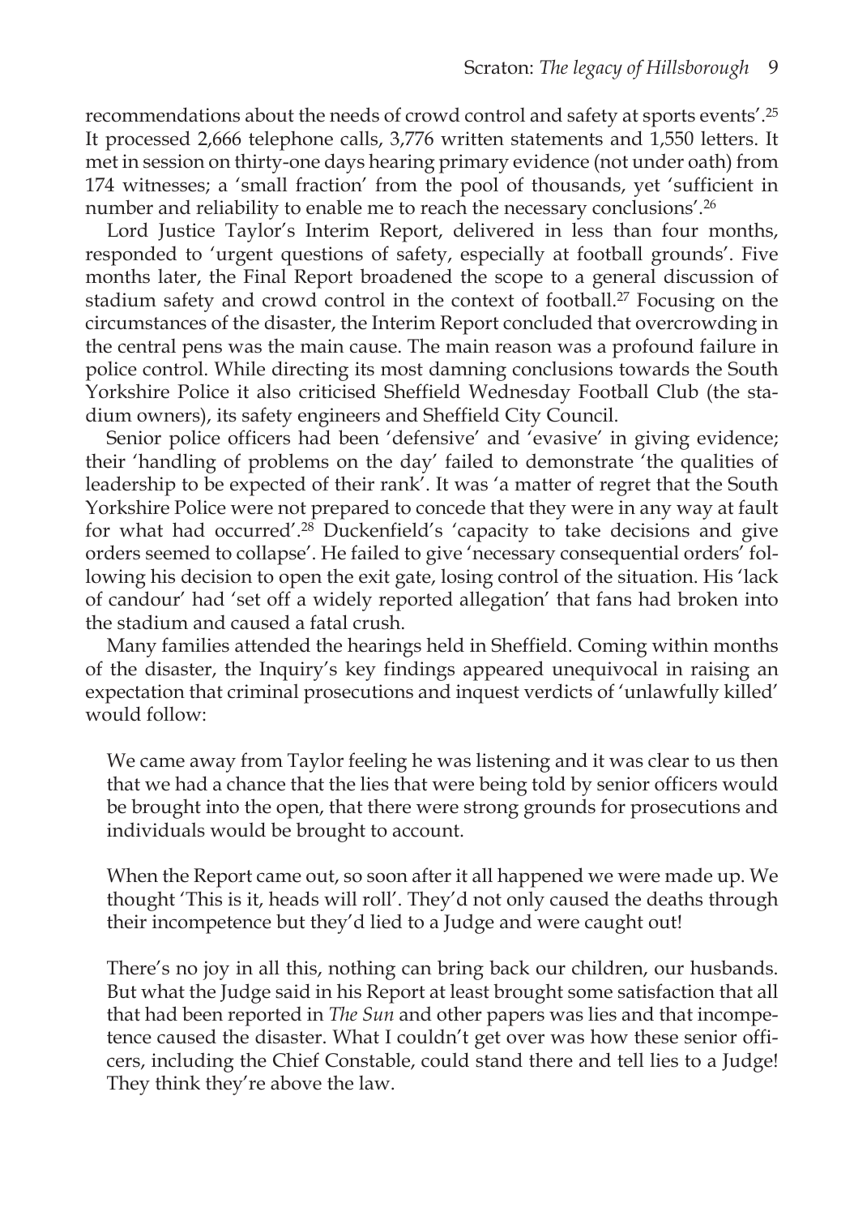recommendations about the needs of crowd control and safety at sports events'.[25] It processed 2,666 telephone calls, 3,776 written statements and 1,550 letters. It met in session on thirty-one days hearing primary evidence (not under oath) from 174 witnesses; a 'small fraction' from the pool of thousands, yet 'sufficient in number and reliability to enable me to reach the necessary conclusions'.[26]

Lord Justice Taylor's Interim Report, delivered in less than four months, responded to 'urgent questions of safety, especially at football grounds'. Five months later, the Final Report broadened the scope to a general discussion of stadium safety and crowd control in the context of football.[27] Focusing on the circumstances of the disaster, the Interim Report concluded that overcrowding in the central pens was the main cause. The main reason was a profound failure in police control. While directing its most damning conclusions towards the South Yorkshire Police it also criticised Sheffield Wednesday Football Club (the stadium owners), its safety engineers and Sheffield City Council.

Senior police officers had been 'defensive' and 'evasive' in giving evidence; their 'handling of problems on the day' failed to demonstrate 'the qualities of leadership to be expected of their rank'. It was 'a matter of regret that the South Yorkshire Police were not prepared to concede that they were in any way at fault for what had occurred'.[28] Duckenfield's 'capacity to take decisions and give orders seemed to collapse'. He failed to give 'necessary consequential orders' following his decision to open the exit gate, losing control of the situation. His 'lack of candour' had 'set off a widely reported allegation' that fans had broken into the stadium and caused a fatal crush.

Many families attended the hearings held in Sheffield. Coming within months of the disaster, the Inquiry's key findings appeared unequivocal in raising an expectation that criminal prosecutions and inquest verdicts of 'unlawfully killed' would follow:

> We came away from Taylor feeling he was listening and it was clear to us then that we had a chance that the lies that were being told by senior officers would be brought into the open, that there were strong grounds for prosecutions and individuals would be brought to account.
>
> When the Report came out, so soon after it all happened we were made up. We thought 'This is it, heads will roll'. They'd not only caused the deaths through their incompetence but they'd lied to a Judge and were caught out!
>
> There's no joy in all this, nothing can bring back our children, our husbands. But what the Judge said in his Report at least brought some satisfaction that all that had been reported in *The Sun* and other papers was lies and that incompetence caused the disaster. What I couldn't get over was how these senior officers, including the Chief Constable, could stand there and tell lies to a Judge! They think they're above the law.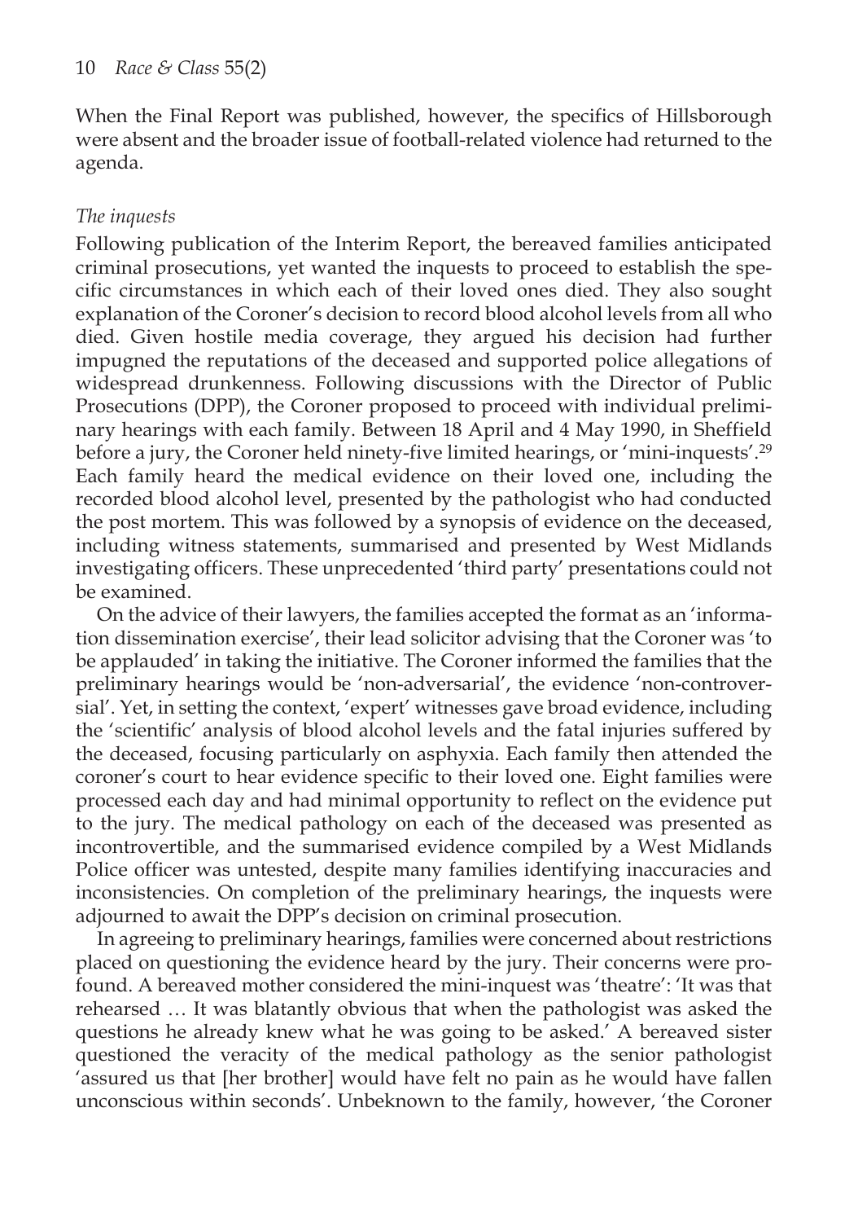When the Final Report was published, however, the specifics of Hillsborough were absent and the broader issue of football-related violence had returned to the agenda.

*The inquests*

Following publication of the Interim Report, the bereaved families anticipated criminal prosecutions, yet wanted the inquests to proceed to establish the specific circumstances in which each of their loved ones died. They also sought explanation of the Coroner's decision to record blood alcohol levels from all who died. Given hostile media coverage, they argued his decision had further impugned the reputations of the deceased and supported police allegations of widespread drunkenness. Following discussions with the Director of Public Prosecutions (DPP), the Coroner proposed to proceed with individual preliminary hearings with each family. Between 18 April and 4 May 1990, in Sheffield before a jury, the Coroner held ninety-five limited hearings, or 'mini-inquests'.[29] Each family heard the medical evidence on their loved one, including the recorded blood alcohol level, presented by the pathologist who had conducted the post mortem. This was followed by a synopsis of evidence on the deceased, including witness statements, summarised and presented by West Midlands investigating officers. These unprecedented 'third party' presentations could not be examined.

On the advice of their lawyers, the families accepted the format as an 'information dissemination exercise', their lead solicitor advising that the Coroner was 'to be applauded' in taking the initiative. The Coroner informed the families that the preliminary hearings would be 'non-adversarial', the evidence 'non-controversial'. Yet, in setting the context, 'expert' witnesses gave broad evidence, including the 'scientific' analysis of blood alcohol levels and the fatal injuries suffered by the deceased, focusing particularly on asphyxia. Each family then attended the coroner's court to hear evidence specific to their loved one. Eight families were processed each day and had minimal opportunity to reflect on the evidence put to the jury. The medical pathology on each of the deceased was presented as incontrovertible, and the summarised evidence compiled by a West Midlands Police officer was untested, despite many families identifying inaccuracies and inconsistencies. On completion of the preliminary hearings, the inquests were adjourned to await the DPP's decision on criminal prosecution.

In agreeing to preliminary hearings, families were concerned about restrictions placed on questioning the evidence heard by the jury. Their concerns were profound. A bereaved mother considered the mini-inquest was 'theatre': 'It was that rehearsed … It was blatantly obvious that when the pathologist was asked the questions he already knew what he was going to be asked.' A bereaved sister questioned the veracity of the medical pathology as the senior pathologist 'assured us that [her brother] would have felt no pain as he would have fallen unconscious within seconds'. Unbeknown to the family, however, 'the Coroner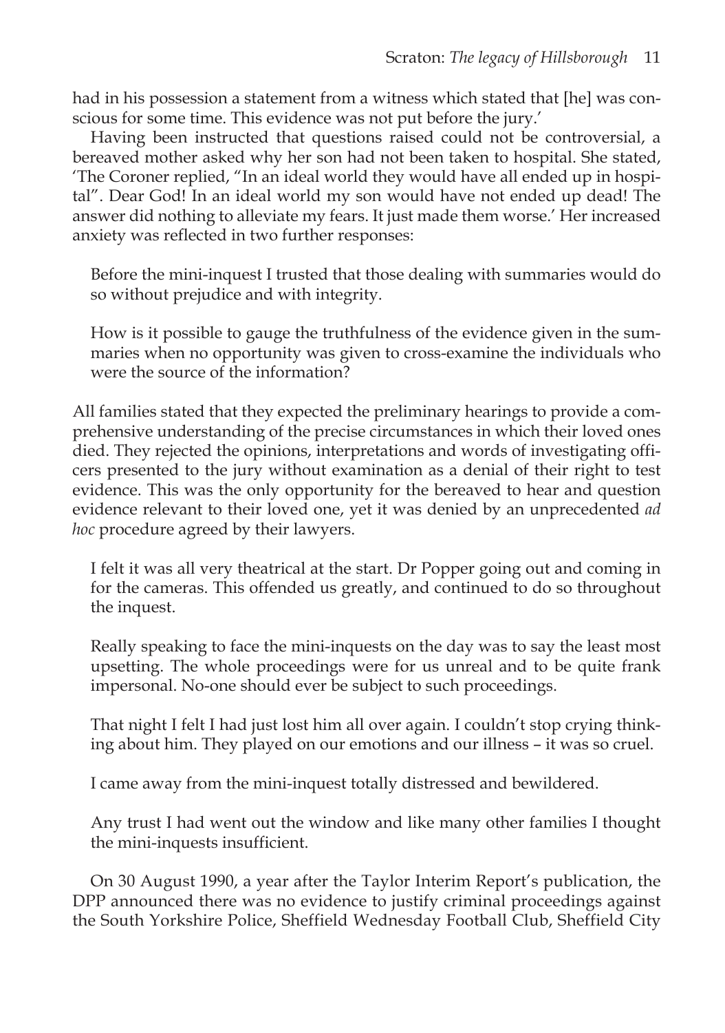had in his possession a statement from a witness which stated that [he] was conscious for some time. This evidence was not put before the jury.'

Having been instructed that questions raised could not be controversial, a bereaved mother asked why her son had not been taken to hospital. She stated, 'The Coroner replied, "In an ideal world they would have all ended up in hospital". Dear God! In an ideal world my son would have not ended up dead! The answer did nothing to alleviate my fears. It just made them worse.' Her increased anxiety was reflected in two further responses:

> Before the mini-inquest I trusted that those dealing with summaries would do so without prejudice and with integrity.
>
> How is it possible to gauge the truthfulness of the evidence given in the summaries when no opportunity was given to cross-examine the individuals who were the source of the information?

All families stated that they expected the preliminary hearings to provide a comprehensive understanding of the precise circumstances in which their loved ones died. They rejected the opinions, interpretations and words of investigating officers presented to the jury without examination as a denial of their right to test evidence. This was the only opportunity for the bereaved to hear and question evidence relevant to their loved one, yet it was denied by an unprecedented *ad hoc* procedure agreed by their lawyers.

> I felt it was all very theatrical at the start. Dr Popper going out and coming in for the cameras. This offended us greatly, and continued to do so throughout the inquest.
>
> Really speaking to face the mini-inquests on the day was to say the least most upsetting. The whole proceedings were for us unreal and to be quite frank impersonal. No-one should ever be subject to such proceedings.
>
> That night I felt I had just lost him all over again. I couldn't stop crying thinking about him. They played on our emotions and our illness – it was so cruel.
>
> I came away from the mini-inquest totally distressed and bewildered.
>
> Any trust I had went out the window and like many other families I thought the mini-inquests insufficient.

On 30 August 1990, a year after the Taylor Interim Report's publication, the DPP announced there was no evidence to justify criminal proceedings against the South Yorkshire Police, Sheffield Wednesday Football Club, Sheffield City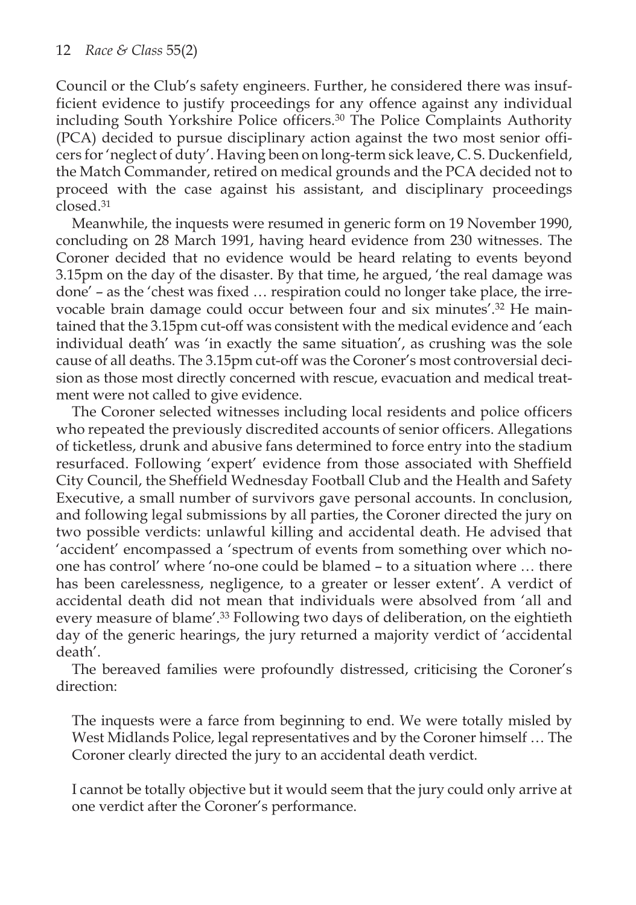Council or the Club's safety engineers. Further, he considered there was insufficient evidence to justify proceedings for any offence against any individual including South Yorkshire Police officers.[30] The Police Complaints Authority (PCA) decided to pursue disciplinary action against the two most senior officers for 'neglect of duty'. Having been on long-term sick leave, C. S. Duckenfield, the Match Commander, retired on medical grounds and the PCA decided not to proceed with the case against his assistant, and disciplinary proceedings closed.[31]

Meanwhile, the inquests were resumed in generic form on 19 November 1990, concluding on 28 March 1991, having heard evidence from 230 witnesses. The Coroner decided that no evidence would be heard relating to events beyond 3.15pm on the day of the disaster. By that time, he argued, 'the real damage was done' – as the 'chest was fixed … respiration could no longer take place, the irrevocable brain damage could occur between four and six minutes'.[32] He maintained that the 3.15pm cut-off was consistent with the medical evidence and 'each individual death' was 'in exactly the same situation', as crushing was the sole cause of all deaths. The 3.15pm cut-off was the Coroner's most controversial decision as those most directly concerned with rescue, evacuation and medical treatment were not called to give evidence.

The Coroner selected witnesses including local residents and police officers who repeated the previously discredited accounts of senior officers. Allegations of ticketless, drunk and abusive fans determined to force entry into the stadium resurfaced. Following 'expert' evidence from those associated with Sheffield City Council, the Sheffield Wednesday Football Club and the Health and Safety Executive, a small number of survivors gave personal accounts. In conclusion, and following legal submissions by all parties, the Coroner directed the jury on two possible verdicts: unlawful killing and accidental death. He advised that 'accident' encompassed a 'spectrum of events from something over which no-one has control' where 'no-one could be blamed – to a situation where … there has been carelessness, negligence, to a greater or lesser extent'. A verdict of accidental death did not mean that individuals were absolved from 'all and every measure of blame'.[33] Following two days of deliberation, on the eightieth day of the generic hearings, the jury returned a majority verdict of 'accidental death'.

The bereaved families were profoundly distressed, criticising the Coroner's direction:

> The inquests were a farce from beginning to end. We were totally misled by West Midlands Police, legal representatives and by the Coroner himself … The Coroner clearly directed the jury to an accidental death verdict.
>
> I cannot be totally objective but it would seem that the jury could only arrive at one verdict after the Coroner's performance.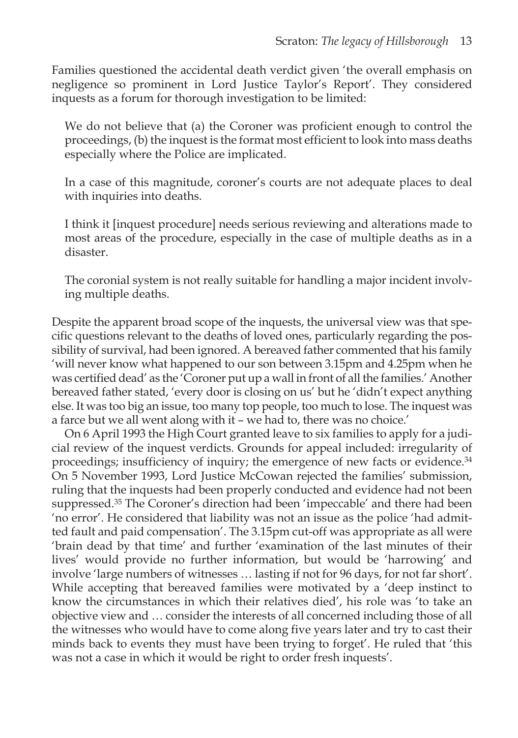Families questioned the accidental death verdict given 'the overall emphasis on negligence so prominent in Lord Justice Taylor's Report'. They considered inquests as a forum for thorough investigation to be limited:

> We do not believe that (a) the Coroner was proficient enough to control the proceedings, (b) the inquest is the format most efficient to look into mass deaths especially where the Police are implicated.
>
> In a case of this magnitude, coroner's courts are not adequate places to deal with inquiries into deaths.
>
> I think it [inquest procedure] needs serious reviewing and alterations made to most areas of the procedure, especially in the case of multiple deaths as in a disaster.
>
> The coronial system is not really suitable for handling a major incident involving multiple deaths.

Despite the apparent broad scope of the inquests, the universal view was that specific questions relevant to the deaths of loved ones, particularly regarding the possibility of survival, had been ignored. A bereaved father commented that his family 'will never know what happened to our son between 3.15pm and 4.25pm when he was certified dead' as the 'Coroner put up a wall in front of all the families.' Another bereaved father stated, 'every door is closing on us' but he 'didn't expect anything else. It was too big an issue, too many top people, too much to lose. The inquest was a farce but we all went along with it – we had to, there was no choice.'

On 6 April 1993 the High Court granted leave to six families to apply for a judicial review of the inquest verdicts. Grounds for appeal included: irregularity of proceedings; insufficiency of inquiry; the emergence of new facts or evidence.[34] On 5 November 1993, Lord Justice McCowan rejected the families' submission, ruling that the inquests had been properly conducted and evidence had not been suppressed.[35] The Coroner's direction had been 'impeccable' and there had been 'no error'. He considered that liability was not an issue as the police 'had admitted fault and paid compensation'. The 3.15pm cut-off was appropriate as all were 'brain dead by that time' and further 'examination of the last minutes of their lives' would provide no further information, but would be 'harrowing' and involve 'large numbers of witnesses … lasting if not for 96 days, for not far short'. While accepting that bereaved families were motivated by a 'deep instinct to know the circumstances in which their relatives died', his role was 'to take an objective view and … consider the interests of all concerned including those of all the witnesses who would have to come along five years later and try to cast their minds back to events they must have been trying to forget'. He ruled that 'this was not a case in which it would be right to order fresh inquests'.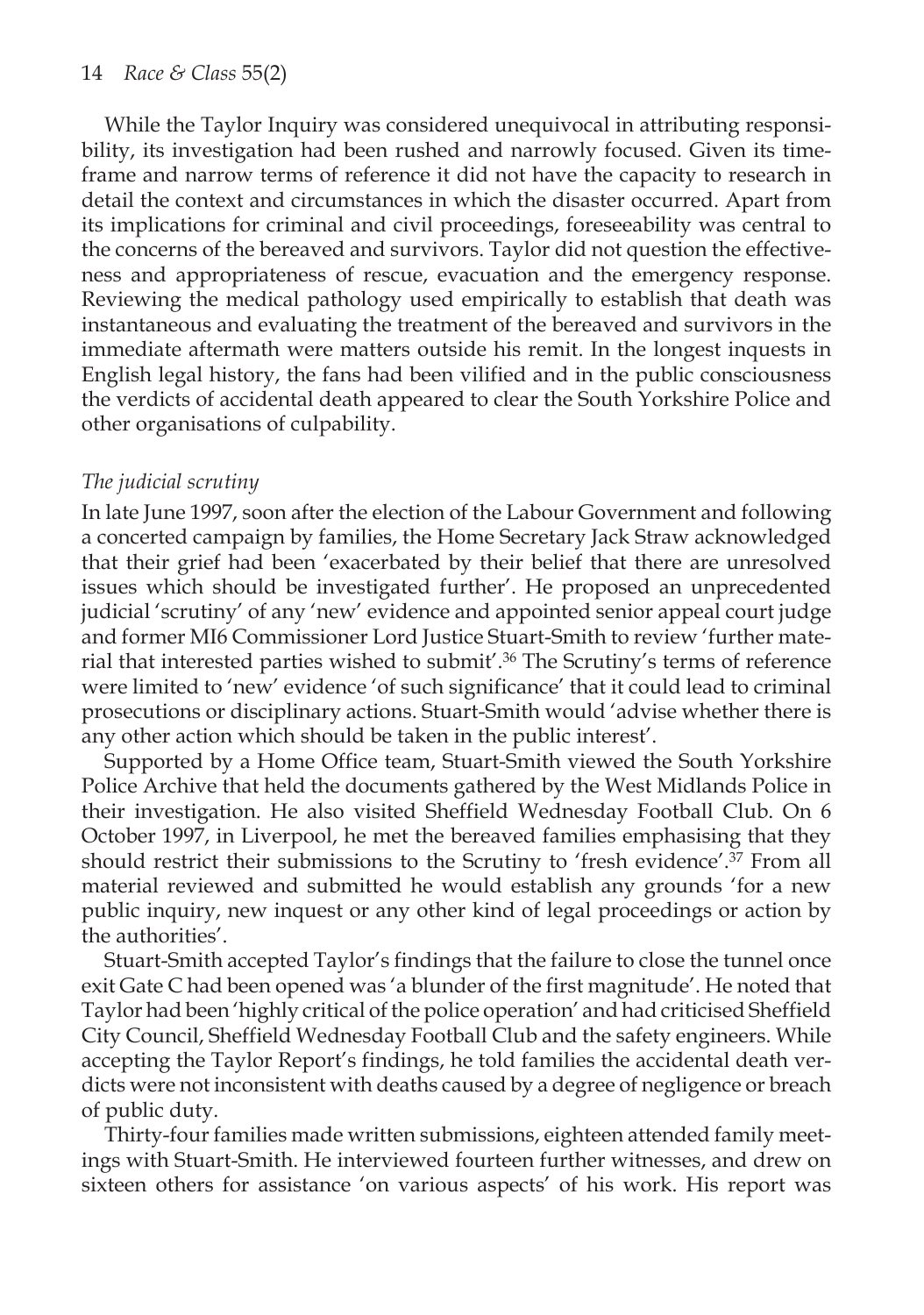While the Taylor Inquiry was considered unequivocal in attributing responsibility, its investigation had been rushed and narrowly focused. Given its timeframe and narrow terms of reference it did not have the capacity to research in detail the context and circumstances in which the disaster occurred. Apart from its implications for criminal and civil proceedings, foreseeability was central to the concerns of the bereaved and survivors. Taylor did not question the effectiveness and appropriateness of rescue, evacuation and the emergency response. Reviewing the medical pathology used empirically to establish that death was instantaneous and evaluating the treatment of the bereaved and survivors in the immediate aftermath were matters outside his remit. In the longest inquests in English legal history, the fans had been vilified and in the public consciousness the verdicts of accidental death appeared to clear the South Yorkshire Police and other organisations of culpability.

*The judicial scrutiny*

In late June 1997, soon after the election of the Labour Government and following a concerted campaign by families, the Home Secretary Jack Straw acknowledged that their grief had been 'exacerbated by their belief that there are unresolved issues which should be investigated further'. He proposed an unprecedented judicial 'scrutiny' of any 'new' evidence and appointed senior appeal court judge and former MI6 Commissioner Lord Justice Stuart-Smith to review 'further material that interested parties wished to submit'.[36] The Scrutiny's terms of reference were limited to 'new' evidence 'of such significance' that it could lead to criminal prosecutions or disciplinary actions. Stuart-Smith would 'advise whether there is any other action which should be taken in the public interest'.

Supported by a Home Office team, Stuart-Smith viewed the South Yorkshire Police Archive that held the documents gathered by the West Midlands Police in their investigation. He also visited Sheffield Wednesday Football Club. On 6 October 1997, in Liverpool, he met the bereaved families emphasising that they should restrict their submissions to the Scrutiny to 'fresh evidence'.[37] From all material reviewed and submitted he would establish any grounds 'for a new public inquiry, new inquest or any other kind of legal proceedings or action by the authorities'.

Stuart-Smith accepted Taylor's findings that the failure to close the tunnel once exit Gate C had been opened was 'a blunder of the first magnitude'. He noted that Taylor had been 'highly critical of the police operation' and had criticised Sheffield City Council, Sheffield Wednesday Football Club and the safety engineers. While accepting the Taylor Report's findings, he told families the accidental death verdicts were not inconsistent with deaths caused by a degree of negligence or breach of public duty.

Thirty-four families made written submissions, eighteen attended family meetings with Stuart-Smith. He interviewed fourteen further witnesses, and drew on sixteen others for assistance 'on various aspects' of his work. His report was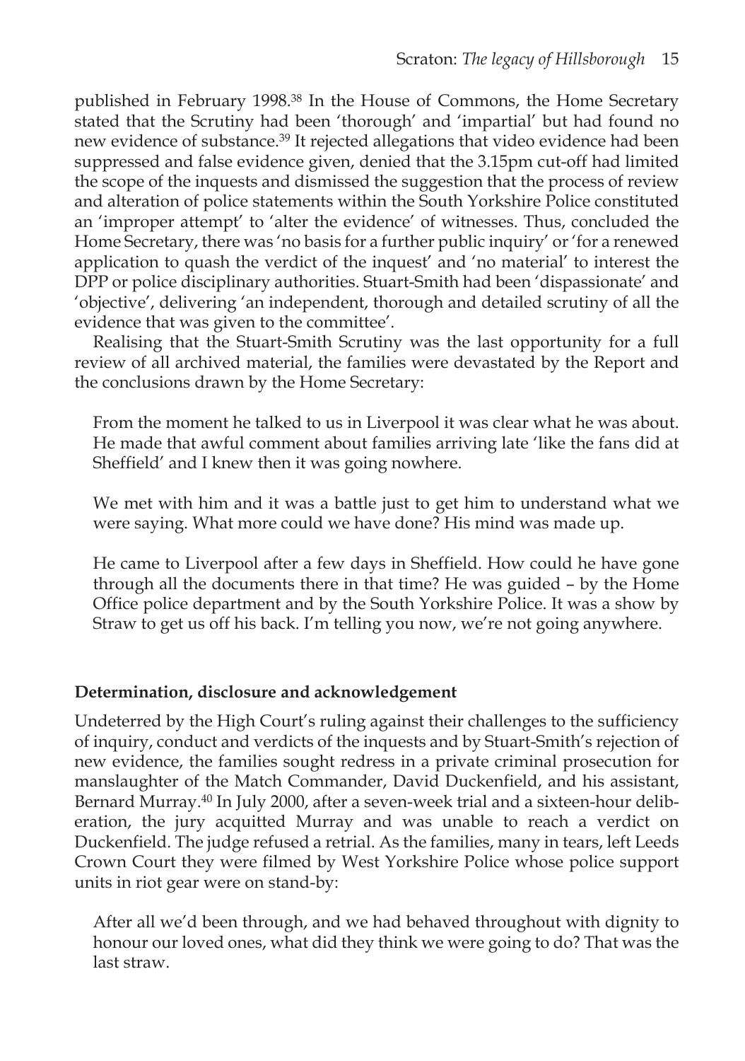published in February 1998.[38] In the House of Commons, the Home Secretary stated that the Scrutiny had been 'thorough' and 'impartial' but had found no new evidence of substance.[39] It rejected allegations that video evidence had been suppressed and false evidence given, denied that the 3.15pm cut-off had limited the scope of the inquests and dismissed the suggestion that the process of review and alteration of police statements within the South Yorkshire Police constituted an 'improper attempt' to 'alter the evidence' of witnesses. Thus, concluded the Home Secretary, there was 'no basis for a further public inquiry' or 'for a renewed application to quash the verdict of the inquest' and 'no material' to interest the DPP or police disciplinary authorities. Stuart-Smith had been 'dispassionate' and 'objective', delivering 'an independent, thorough and detailed scrutiny of all the evidence that was given to the committee'.

Realising that the Stuart-Smith Scrutiny was the last opportunity for a full review of all archived material, the families were devastated by the Report and the conclusions drawn by the Home Secretary:

> From the moment he talked to us in Liverpool it was clear what he was about. He made that awful comment about families arriving late 'like the fans did at Sheffield' and I knew then it was going nowhere.
>
> We met with him and it was a battle just to get him to understand what we were saying. What more could we have done? His mind was made up.
>
> He came to Liverpool after a few days in Sheffield. How could he have gone through all the documents there in that time? He was guided – by the Home Office police department and by the South Yorkshire Police. It was a show by Straw to get us off his back. I'm telling you now, we're not going anywhere.

**Determination, disclosure and acknowledgement**

Undeterred by the High Court's ruling against their challenges to the sufficiency of inquiry, conduct and verdicts of the inquests and by Stuart-Smith's rejection of new evidence, the families sought redress in a private criminal prosecution for manslaughter of the Match Commander, David Duckenfield, and his assistant, Bernard Murray.[40] In July 2000, after a seven-week trial and a sixteen-hour deliberation, the jury acquitted Murray and was unable to reach a verdict on Duckenfield. The judge refused a retrial. As the families, many in tears, left Leeds Crown Court they were filmed by West Yorkshire Police whose police support units in riot gear were on stand-by:

> After all we'd been through, and we had behaved throughout with dignity to honour our loved ones, what did they think we were going to do? That was the last straw.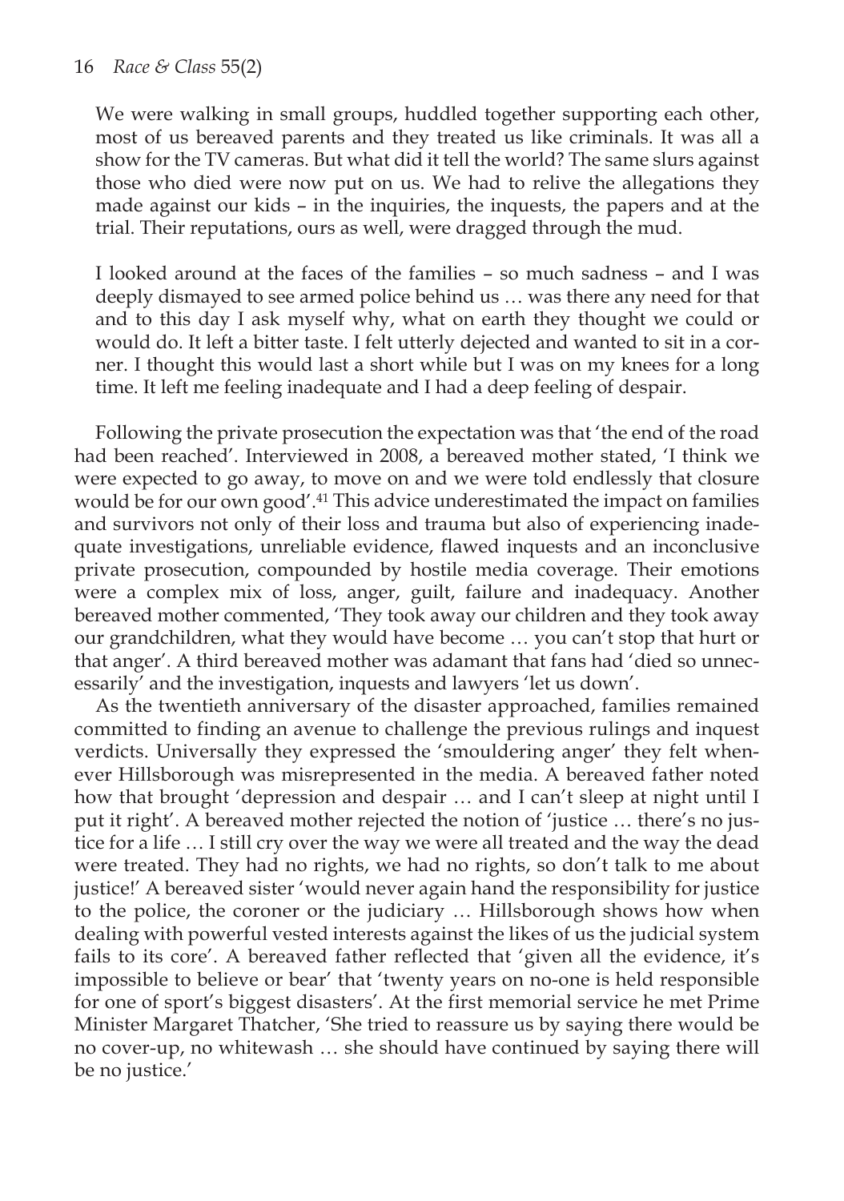> We were walking in small groups, huddled together supporting each other, most of us bereaved parents and they treated us like criminals. It was all a show for the TV cameras. But what did it tell the world? The same slurs against those who died were now put on us. We had to relive the allegations they made against our kids – in the inquiries, the inquests, the papers and at the trial. Their reputations, ours as well, were dragged through the mud.
>
> I looked around at the faces of the families – so much sadness – and I was deeply dismayed to see armed police behind us … was there any need for that and to this day I ask myself why, what on earth they thought we could or would do. It left a bitter taste. I felt utterly dejected and wanted to sit in a corner. I thought this would last a short while but I was on my knees for a long time. It left me feeling inadequate and I had a deep feeling of despair.

Following the private prosecution the expectation was that 'the end of the road had been reached'. Interviewed in 2008, a bereaved mother stated, 'I think we were expected to go away, to move on and we were told endlessly that closure would be for our own good'.[41] This advice underestimated the impact on families and survivors not only of their loss and trauma but also of experiencing inadequate investigations, unreliable evidence, flawed inquests and an inconclusive private prosecution, compounded by hostile media coverage. Their emotions were a complex mix of loss, anger, guilt, failure and inadequacy. Another bereaved mother commented, 'They took away our children and they took away our grandchildren, what they would have become … you can't stop that hurt or that anger'. A third bereaved mother was adamant that fans had 'died so unnecessarily' and the investigation, inquests and lawyers 'let us down'.

As the twentieth anniversary of the disaster approached, families remained committed to finding an avenue to challenge the previous rulings and inquest verdicts. Universally they expressed the 'smouldering anger' they felt whenever Hillsborough was misrepresented in the media. A bereaved father noted how that brought 'depression and despair … and I can't sleep at night until I put it right'. A bereaved mother rejected the notion of 'justice … there's no justice for a life … I still cry over the way we were all treated and the way the dead were treated. They had no rights, we had no rights, so don't talk to me about justice!' A bereaved sister 'would never again hand the responsibility for justice to the police, the coroner or the judiciary … Hillsborough shows how when dealing with powerful vested interests against the likes of us the judicial system fails to its core'. A bereaved father reflected that 'given all the evidence, it's impossible to believe or bear' that 'twenty years on no-one is held responsible for one of sport's biggest disasters'. At the first memorial service he met Prime Minister Margaret Thatcher, 'She tried to reassure us by saying there would be no cover-up, no whitewash … she should have continued by saying there will be no justice.'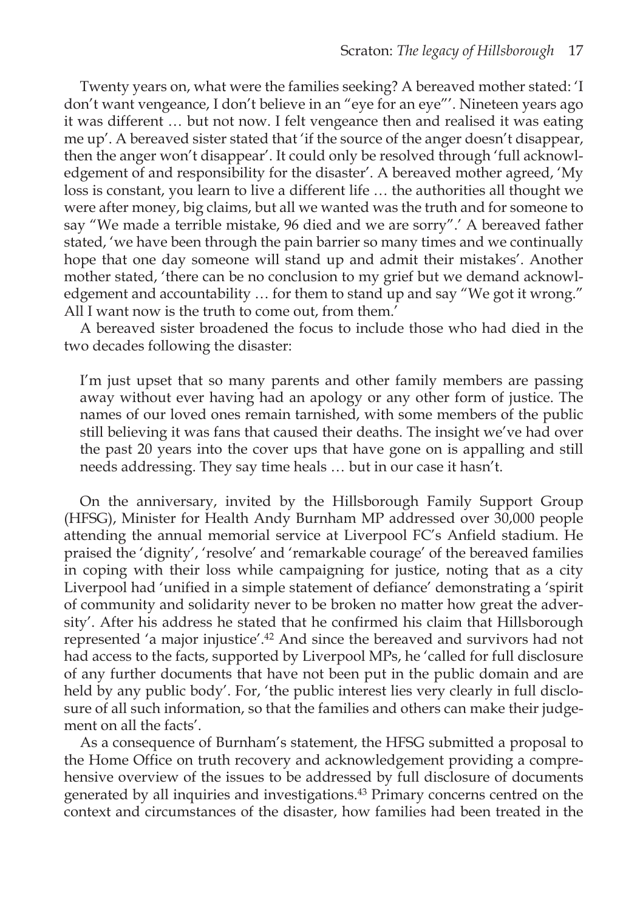Twenty years on, what were the families seeking? A bereaved mother stated: 'I don't want vengeance, I don't believe in an "eye for an eye"'. Nineteen years ago it was different … but not now. I felt vengeance then and realised it was eating me up'. A bereaved sister stated that 'if the source of the anger doesn't disappear, then the anger won't disappear'. It could only be resolved through 'full acknowledgement of and responsibility for the disaster'. A bereaved mother agreed, 'My loss is constant, you learn to live a different life … the authorities all thought we were after money, big claims, but all we wanted was the truth and for someone to say "We made a terrible mistake, 96 died and we are sorry".' A bereaved father stated, 'we have been through the pain barrier so many times and we continually hope that one day someone will stand up and admit their mistakes'. Another mother stated, 'there can be no conclusion to my grief but we demand acknowledgement and accountability … for them to stand up and say "We got it wrong." All I want now is the truth to come out, from them.'

A bereaved sister broadened the focus to include those who had died in the two decades following the disaster:

> I'm just upset that so many parents and other family members are passing away without ever having had an apology or any other form of justice. The names of our loved ones remain tarnished, with some members of the public still believing it was fans that caused their deaths. The insight we've had over the past 20 years into the cover ups that have gone on is appalling and still needs addressing. They say time heals … but in our case it hasn't.

On the anniversary, invited by the Hillsborough Family Support Group (HFSG), Minister for Health Andy Burnham MP addressed over 30,000 people attending the annual memorial service at Liverpool FC's Anfield stadium. He praised the 'dignity', 'resolve' and 'remarkable courage' of the bereaved families in coping with their loss while campaigning for justice, noting that as a city Liverpool had 'unified in a simple statement of defiance' demonstrating a 'spirit of community and solidarity never to be broken no matter how great the adversity'. After his address he stated that he confirmed his claim that Hillsborough represented 'a major injustice'.[42] And since the bereaved and survivors had not had access to the facts, supported by Liverpool MPs, he 'called for full disclosure of any further documents that have not been put in the public domain and are held by any public body'. For, 'the public interest lies very clearly in full disclosure of all such information, so that the families and others can make their judgement on all the facts'.

As a consequence of Burnham's statement, the HFSG submitted a proposal to the Home Office on truth recovery and acknowledgement providing a comprehensive overview of the issues to be addressed by full disclosure of documents generated by all inquiries and investigations.[43] Primary concerns centred on the context and circumstances of the disaster, how families had been treated in the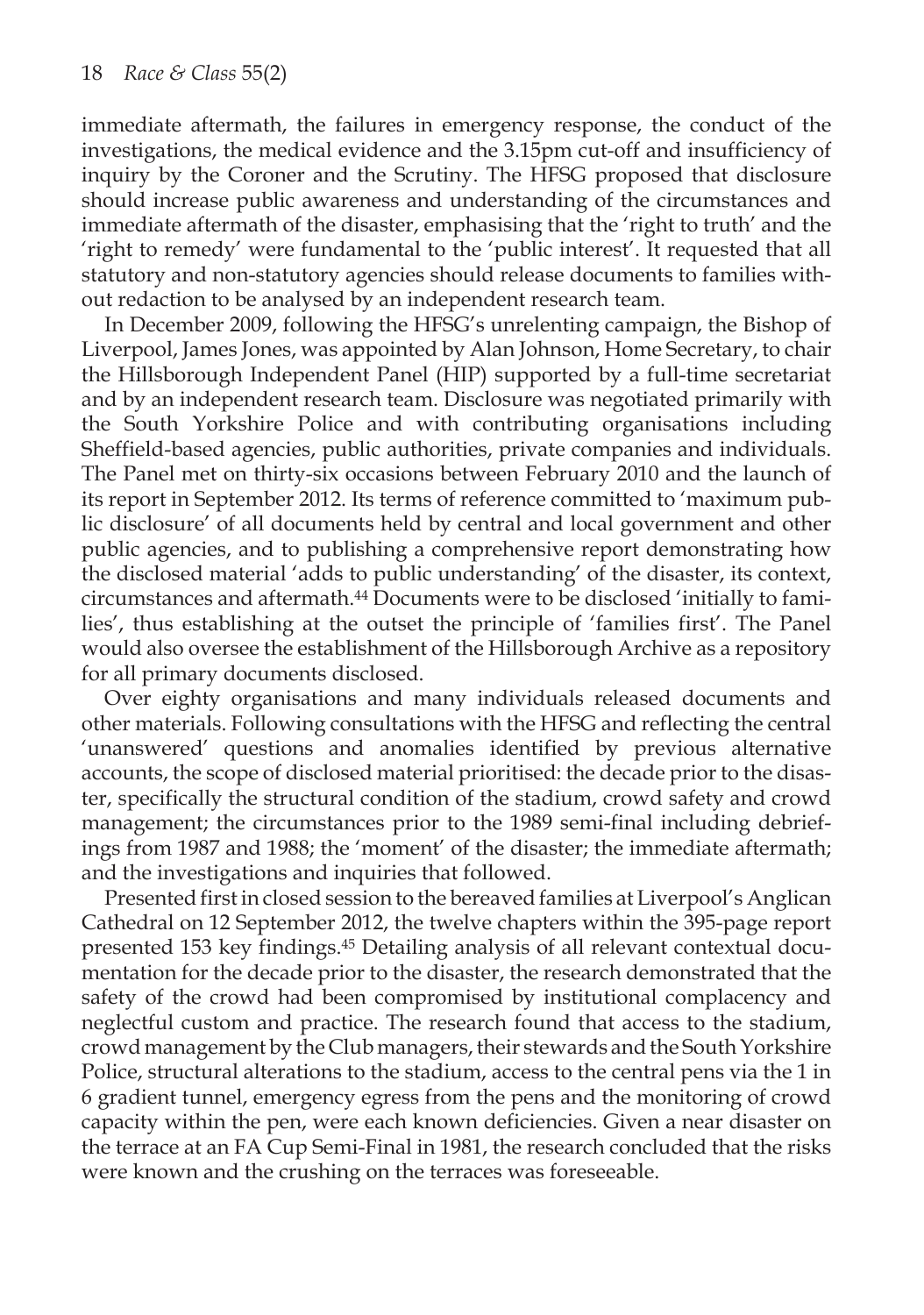immediate aftermath, the failures in emergency response, the conduct of the investigations, the medical evidence and the 3.15pm cut-off and insufficiency of inquiry by the Coroner and the Scrutiny. The HFSG proposed that disclosure should increase public awareness and understanding of the circumstances and immediate aftermath of the disaster, emphasising that the 'right to truth' and the 'right to remedy' were fundamental to the 'public interest'. It requested that all statutory and non-statutory agencies should release documents to families without redaction to be analysed by an independent research team.

In December 2009, following the HFSG's unrelenting campaign, the Bishop of Liverpool, James Jones, was appointed by Alan Johnson, Home Secretary, to chair the Hillsborough Independent Panel (HIP) supported by a full-time secretariat and by an independent research team. Disclosure was negotiated primarily with the South Yorkshire Police and with contributing organisations including Sheffield-based agencies, public authorities, private companies and individuals. The Panel met on thirty-six occasions between February 2010 and the launch of its report in September 2012. Its terms of reference committed to 'maximum public disclosure' of all documents held by central and local government and other public agencies, and to publishing a comprehensive report demonstrating how the disclosed material 'adds to public understanding' of the disaster, its context, circumstances and aftermath.[44] Documents were to be disclosed 'initially to families', thus establishing at the outset the principle of 'families first'. The Panel would also oversee the establishment of the Hillsborough Archive as a repository for all primary documents disclosed.

Over eighty organisations and many individuals released documents and other materials. Following consultations with the HFSG and reflecting the central 'unanswered' questions and anomalies identified by previous alternative accounts, the scope of disclosed material prioritised: the decade prior to the disaster, specifically the structural condition of the stadium, crowd safety and crowd management; the circumstances prior to the 1989 semi-final including debriefings from 1987 and 1988; the 'moment' of the disaster; the immediate aftermath; and the investigations and inquiries that followed.

Presented first in closed session to the bereaved families at Liverpool's Anglican Cathedral on 12 September 2012, the twelve chapters within the 395-page report presented 153 key findings.[45] Detailing analysis of all relevant contextual documentation for the decade prior to the disaster, the research demonstrated that the safety of the crowd had been compromised by institutional complacency and neglectful custom and practice. The research found that access to the stadium, crowd management by the Club managers, their stewards and the South Yorkshire Police, structural alterations to the stadium, access to the central pens via the 1 in 6 gradient tunnel, emergency egress from the pens and the monitoring of crowd capacity within the pen, were each known deficiencies. Given a near disaster on the terrace at an FA Cup Semi-Final in 1981, the research concluded that the risks were known and the crushing on the terraces was foreseeable.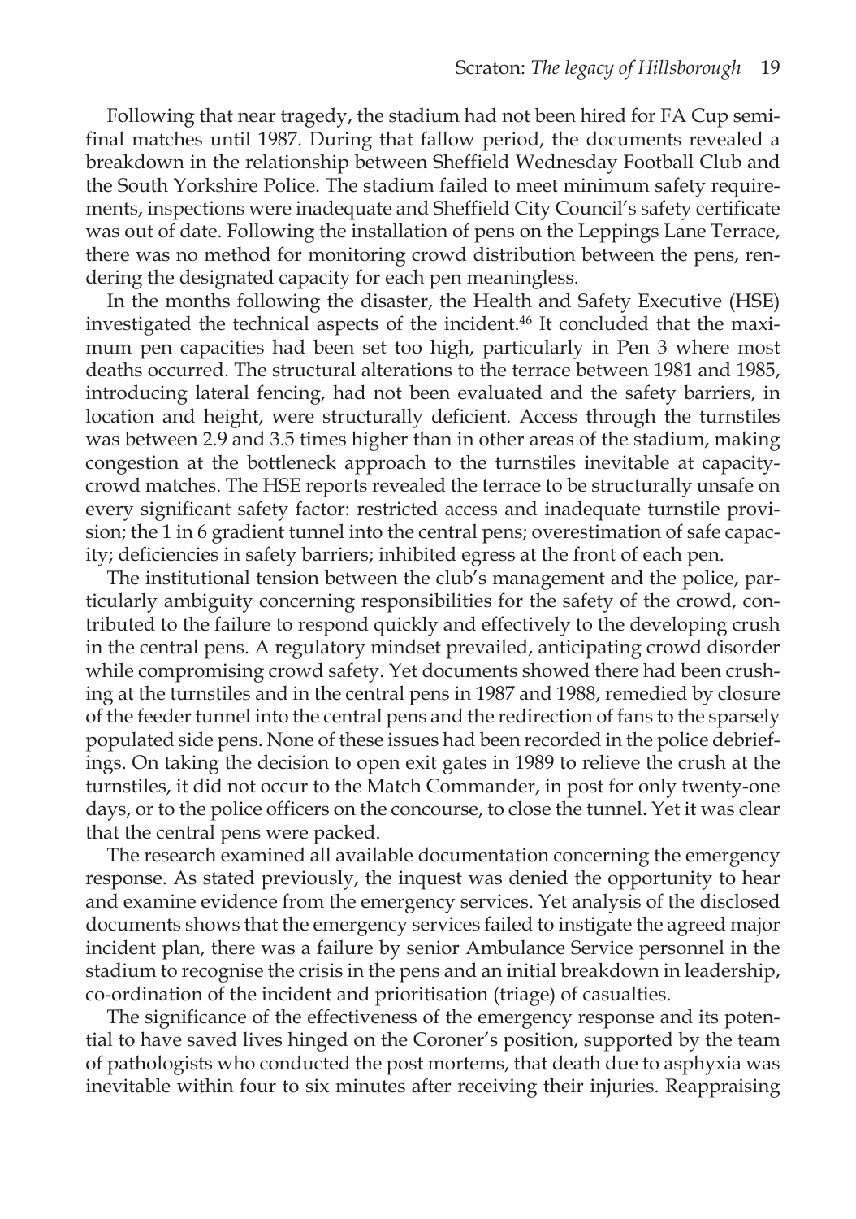Following that near tragedy, the stadium had not been hired for FA Cup semi-final matches until 1987. During that fallow period, the documents revealed a breakdown in the relationship between Sheffield Wednesday Football Club and the South Yorkshire Police. The stadium failed to meet minimum safety requirements, inspections were inadequate and Sheffield City Council's safety certificate was out of date. Following the installation of pens on the Leppings Lane Terrace, there was no method for monitoring crowd distribution between the pens, rendering the designated capacity for each pen meaningless.

In the months following the disaster, the Health and Safety Executive (HSE) investigated the technical aspects of the incident.[46] It concluded that the maximum pen capacities had been set too high, particularly in Pen 3 where most deaths occurred. The structural alterations to the terrace between 1981 and 1985, introducing lateral fencing, had not been evaluated and the safety barriers, in location and height, were structurally deficient. Access through the turnstiles was between 2.9 and 3.5 times higher than in other areas of the stadium, making congestion at the bottleneck approach to the turnstiles inevitable at capacity-crowd matches. The HSE reports revealed the terrace to be structurally unsafe on every significant safety factor: restricted access and inadequate turnstile provision; the 1 in 6 gradient tunnel into the central pens; overestimation of safe capacity; deficiencies in safety barriers; inhibited egress at the front of each pen.

The institutional tension between the club's management and the police, particularly ambiguity concerning responsibilities for the safety of the crowd, contributed to the failure to respond quickly and effectively to the developing crush in the central pens. A regulatory mindset prevailed, anticipating crowd disorder while compromising crowd safety. Yet documents showed there had been crushing at the turnstiles and in the central pens in 1987 and 1988, remedied by closure of the feeder tunnel into the central pens and the redirection of fans to the sparsely populated side pens. None of these issues had been recorded in the police debriefings. On taking the decision to open exit gates in 1989 to relieve the crush at the turnstiles, it did not occur to the Match Commander, in post for only twenty-one days, or to the police officers on the concourse, to close the tunnel. Yet it was clear that the central pens were packed.

The research examined all available documentation concerning the emergency response. As stated previously, the inquest was denied the opportunity to hear and examine evidence from the emergency services. Yet analysis of the disclosed documents shows that the emergency services failed to instigate the agreed major incident plan, there was a failure by senior Ambulance Service personnel in the stadium to recognise the crisis in the pens and an initial breakdown in leadership, co-ordination of the incident and prioritisation (triage) of casualties.

The significance of the effectiveness of the emergency response and its potential to have saved lives hinged on the Coroner's position, supported by the team of pathologists who conducted the post mortems, that death due to asphyxia was inevitable within four to six minutes after receiving their injuries. Reappraising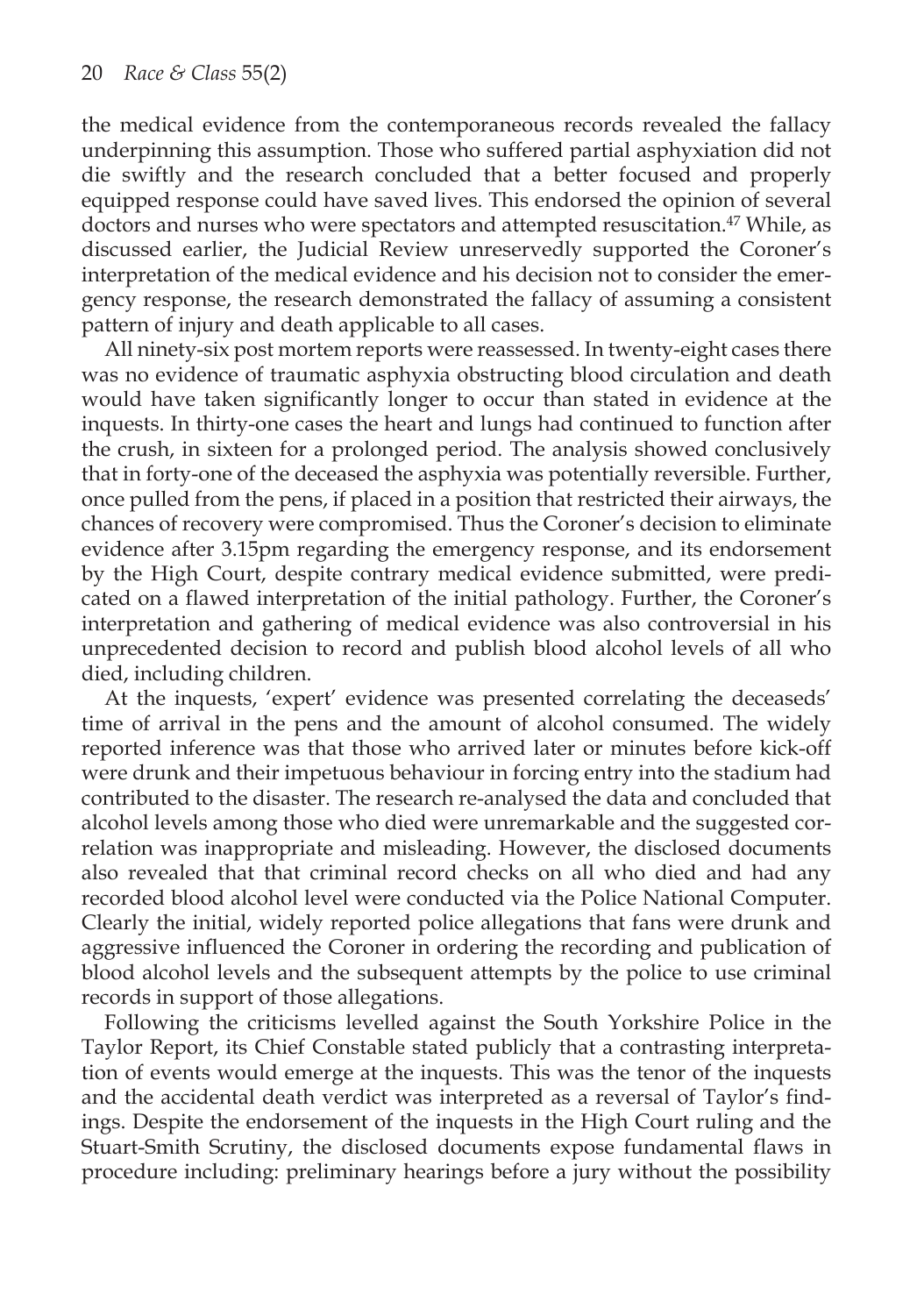the medical evidence from the contemporaneous records revealed the fallacy underpinning this assumption. Those who suffered partial asphyxiation did not die swiftly and the research concluded that a better focused and properly equipped response could have saved lives. This endorsed the opinion of several doctors and nurses who were spectators and attempted resuscitation.[47] While, as discussed earlier, the Judicial Review unreservedly supported the Coroner's interpretation of the medical evidence and his decision not to consider the emergency response, the research demonstrated the fallacy of assuming a consistent pattern of injury and death applicable to all cases.

All ninety-six post mortem reports were reassessed. In twenty-eight cases there was no evidence of traumatic asphyxia obstructing blood circulation and death would have taken significantly longer to occur than stated in evidence at the inquests. In thirty-one cases the heart and lungs had continued to function after the crush, in sixteen for a prolonged period. The analysis showed conclusively that in forty-one of the deceased the asphyxia was potentially reversible. Further, once pulled from the pens, if placed in a position that restricted their airways, the chances of recovery were compromised. Thus the Coroner's decision to eliminate evidence after 3.15pm regarding the emergency response, and its endorsement by the High Court, despite contrary medical evidence submitted, were predicated on a flawed interpretation of the initial pathology. Further, the Coroner's interpretation and gathering of medical evidence was also controversial in his unprecedented decision to record and publish blood alcohol levels of all who died, including children.

At the inquests, 'expert' evidence was presented correlating the deceaseds' time of arrival in the pens and the amount of alcohol consumed. The widely reported inference was that those who arrived later or minutes before kick-off were drunk and their impetuous behaviour in forcing entry into the stadium had contributed to the disaster. The research re-analysed the data and concluded that alcohol levels among those who died were unremarkable and the suggested correlation was inappropriate and misleading. However, the disclosed documents also revealed that that criminal record checks on all who died and had any recorded blood alcohol level were conducted via the Police National Computer. Clearly the initial, widely reported police allegations that fans were drunk and aggressive influenced the Coroner in ordering the recording and publication of blood alcohol levels and the subsequent attempts by the police to use criminal records in support of those allegations.

Following the criticisms levelled against the South Yorkshire Police in the Taylor Report, its Chief Constable stated publicly that a contrasting interpretation of events would emerge at the inquests. This was the tenor of the inquests and the accidental death verdict was interpreted as a reversal of Taylor's findings. Despite the endorsement of the inquests in the High Court ruling and the Stuart-Smith Scrutiny, the disclosed documents expose fundamental flaws in procedure including: preliminary hearings before a jury without the possibility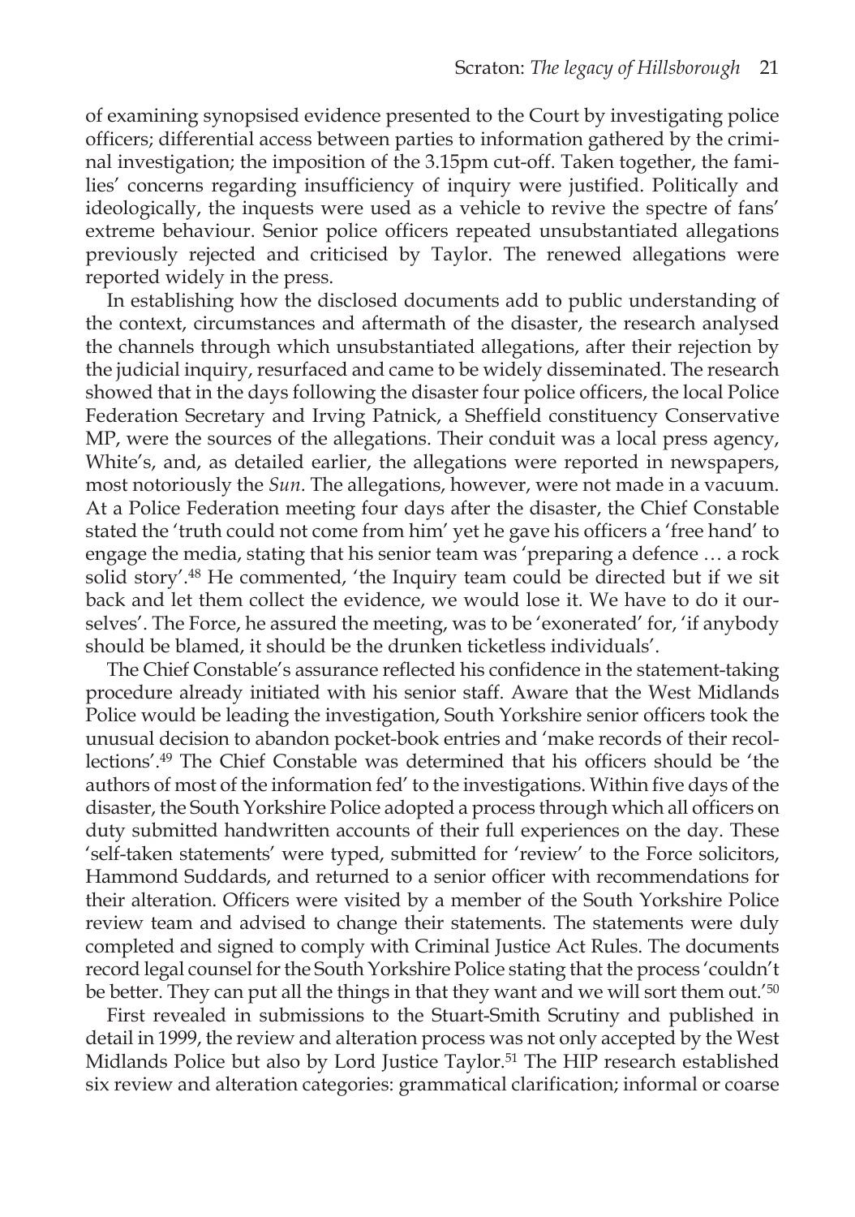of examining synopsised evidence presented to the Court by investigating police officers; differential access between parties to information gathered by the criminal investigation; the imposition of the 3.15pm cut-off. Taken together, the families' concerns regarding insufficiency of inquiry were justified. Politically and ideologically, the inquests were used as a vehicle to revive the spectre of fans' extreme behaviour. Senior police officers repeated unsubstantiated allegations previously rejected and criticised by Taylor. The renewed allegations were reported widely in the press.

In establishing how the disclosed documents add to public understanding of the context, circumstances and aftermath of the disaster, the research analysed the channels through which unsubstantiated allegations, after their rejection by the judicial inquiry, resurfaced and came to be widely disseminated. The research showed that in the days following the disaster four police officers, the local Police Federation Secretary and Irving Patnick, a Sheffield constituency Conservative MP, were the sources of the allegations. Their conduit was a local press agency, White's, and, as detailed earlier, the allegations were reported in newspapers, most notoriously the *Sun*. The allegations, however, were not made in a vacuum. At a Police Federation meeting four days after the disaster, the Chief Constable stated the 'truth could not come from him' yet he gave his officers a 'free hand' to engage the media, stating that his senior team was 'preparing a defence … a rock solid story'.[48] He commented, 'the Inquiry team could be directed but if we sit back and let them collect the evidence, we would lose it. We have to do it ourselves'. The Force, he assured the meeting, was to be 'exonerated' for, 'if anybody should be blamed, it should be the drunken ticketless individuals'.

The Chief Constable's assurance reflected his confidence in the statement-taking procedure already initiated with his senior staff. Aware that the West Midlands Police would be leading the investigation, South Yorkshire senior officers took the unusual decision to abandon pocket-book entries and 'make records of their recollections'.[49] The Chief Constable was determined that his officers should be 'the authors of most of the information fed' to the investigations. Within five days of the disaster, the South Yorkshire Police adopted a process through which all officers on duty submitted handwritten accounts of their full experiences on the day. These 'self-taken statements' were typed, submitted for 'review' to the Force solicitors, Hammond Suddards, and returned to a senior officer with recommendations for their alteration. Officers were visited by a member of the South Yorkshire Police review team and advised to change their statements. The statements were duly completed and signed to comply with Criminal Justice Act Rules. The documents record legal counsel for the South Yorkshire Police stating that the process 'couldn't be better. They can put all the things in that they want and we will sort them out.'[50]

First revealed in submissions to the Stuart-Smith Scrutiny and published in detail in 1999, the review and alteration process was not only accepted by the West Midlands Police but also by Lord Justice Taylor.[51] The HIP research established six review and alteration categories: grammatical clarification; informal or coarse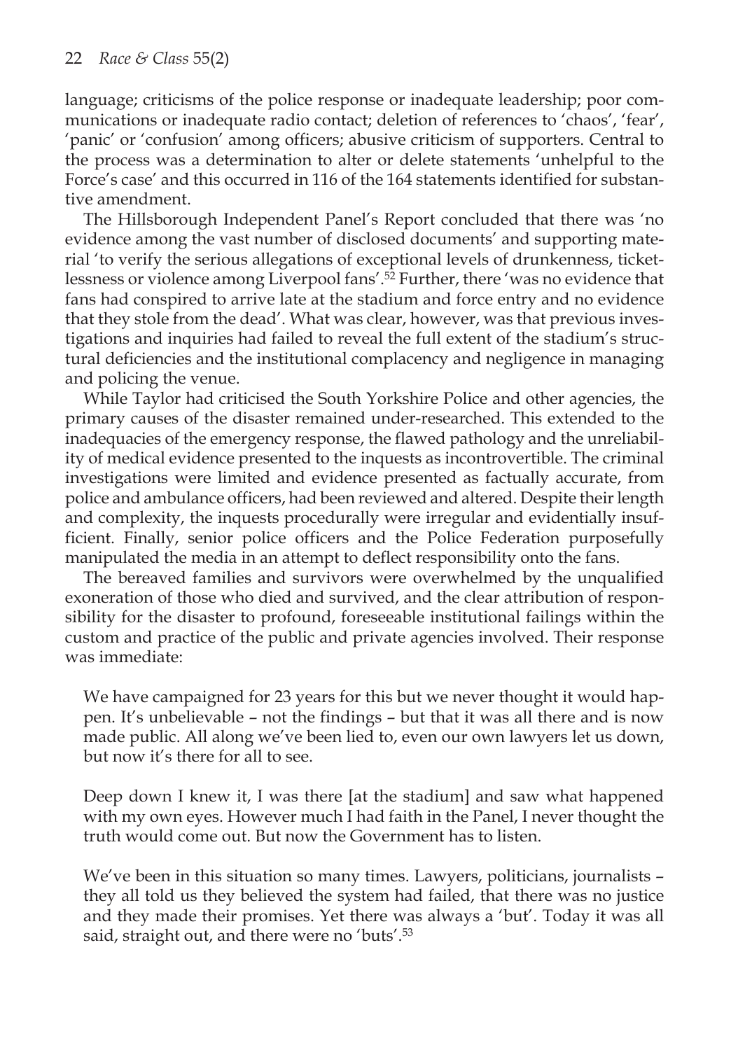language; criticisms of the police response or inadequate leadership; poor communications or inadequate radio contact; deletion of references to 'chaos', 'fear', 'panic' or 'confusion' among officers; abusive criticism of supporters. Central to the process was a determination to alter or delete statements 'unhelpful to the Force's case' and this occurred in 116 of the 164 statements identified for substantive amendment.

The Hillsborough Independent Panel's Report concluded that there was 'no evidence among the vast number of disclosed documents' and supporting material 'to verify the serious allegations of exceptional levels of drunkenness, ticketlessness or violence among Liverpool fans'.[52] Further, there 'was no evidence that fans had conspired to arrive late at the stadium and force entry and no evidence that they stole from the dead'. What was clear, however, was that previous investigations and inquiries had failed to reveal the full extent of the stadium's structural deficiencies and the institutional complacency and negligence in managing and policing the venue.

While Taylor had criticised the South Yorkshire Police and other agencies, the primary causes of the disaster remained under-researched. This extended to the inadequacies of the emergency response, the flawed pathology and the unreliability of medical evidence presented to the inquests as incontrovertible. The criminal investigations were limited and evidence presented as factually accurate, from police and ambulance officers, had been reviewed and altered. Despite their length and complexity, the inquests procedurally were irregular and evidentially insufficient. Finally, senior police officers and the Police Federation purposefully manipulated the media in an attempt to deflect responsibility onto the fans.

The bereaved families and survivors were overwhelmed by the unqualified exoneration of those who died and survived, and the clear attribution of responsibility for the disaster to profound, foreseeable institutional failings within the custom and practice of the public and private agencies involved. Their response was immediate:

> We have campaigned for 23 years for this but we never thought it would happen. It's unbelievable – not the findings – but that it was all there and is now made public. All along we've been lied to, even our own lawyers let us down, but now it's there for all to see.
>
> Deep down I knew it, I was there [at the stadium] and saw what happened with my own eyes. However much I had faith in the Panel, I never thought the truth would come out. But now the Government has to listen.
>
> We've been in this situation so many times. Lawyers, politicians, journalists – they all told us they believed the system had failed, that there was no justice and they made their promises. Yet there was always a 'but'. Today it was all said, straight out, and there were no 'buts'.[53]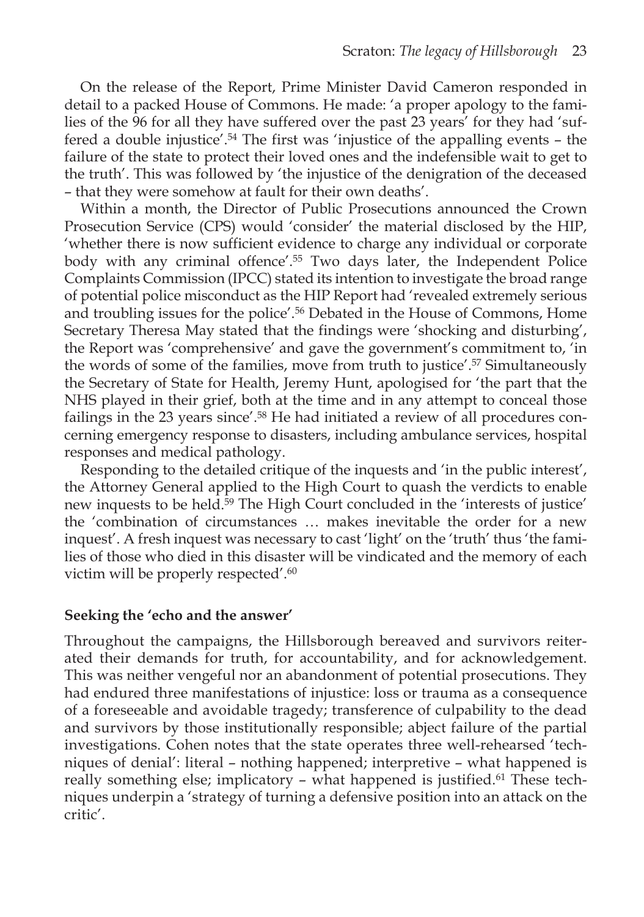On the release of the Report, Prime Minister David Cameron responded in detail to a packed House of Commons. He made: 'a proper apology to the families of the 96 for all they have suffered over the past 23 years' for they had 'suffered a double injustice'.[54] The first was 'injustice of the appalling events – the failure of the state to protect their loved ones and the indefensible wait to get to the truth'. This was followed by 'the injustice of the denigration of the deceased – that they were somehow at fault for their own deaths'.

Within a month, the Director of Public Prosecutions announced the Crown Prosecution Service (CPS) would 'consider' the material disclosed by the HIP, 'whether there is now sufficient evidence to charge any individual or corporate body with any criminal offence'.[55] Two days later, the Independent Police Complaints Commission (IPCC) stated its intention to investigate the broad range of potential police misconduct as the HIP Report had 'revealed extremely serious and troubling issues for the police'.[56] Debated in the House of Commons, Home Secretary Theresa May stated that the findings were 'shocking and disturbing', the Report was 'comprehensive' and gave the government's commitment to, 'in the words of some of the families, move from truth to justice'.[57] Simultaneously the Secretary of State for Health, Jeremy Hunt, apologised for 'the part that the NHS played in their grief, both at the time and in any attempt to conceal those failings in the 23 years since'.[58] He had initiated a review of all procedures concerning emergency response to disasters, including ambulance services, hospital responses and medical pathology.

Responding to the detailed critique of the inquests and 'in the public interest', the Attorney General applied to the High Court to quash the verdicts to enable new inquests to be held.[59] The High Court concluded in the 'interests of justice' the 'combination of circumstances … makes inevitable the order for a new inquest'. A fresh inquest was necessary to cast 'light' on the 'truth' thus 'the families of those who died in this disaster will be vindicated and the memory of each victim will be properly respected'.[60]

**Seeking the 'echo and the answer'**

Throughout the campaigns, the Hillsborough bereaved and survivors reiterated their demands for truth, for accountability, and for acknowledgement. This was neither vengeful nor an abandonment of potential prosecutions. They had endured three manifestations of injustice: loss or trauma as a consequence of a foreseeable and avoidable tragedy; transference of culpability to the dead and survivors by those institutionally responsible; abject failure of the partial investigations. Cohen notes that the state operates three well-rehearsed 'techniques of denial': literal – nothing happened; interpretive – what happened is really something else; implicatory – what happened is justified.[61] These techniques underpin a 'strategy of turning a defensive position into an attack on the critic'.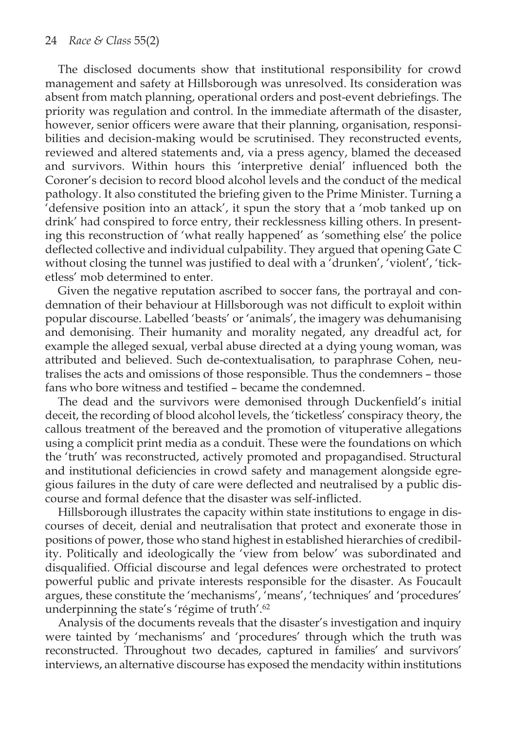The disclosed documents show that institutional responsibility for crowd management and safety at Hillsborough was unresolved. Its consideration was absent from match planning, operational orders and post-event debriefings. The priority was regulation and control. In the immediate aftermath of the disaster, however, senior officers were aware that their planning, organisation, responsibilities and decision-making would be scrutinised. They reconstructed events, reviewed and altered statements and, via a press agency, blamed the deceased and survivors. Within hours this 'interpretive denial' influenced both the Coroner's decision to record blood alcohol levels and the conduct of the medical pathology. It also constituted the briefing given to the Prime Minister. Turning a 'defensive position into an attack', it spun the story that a 'mob tanked up on drink' had conspired to force entry, their recklessness killing others. In presenting this reconstruction of 'what really happened' as 'something else' the police deflected collective and individual culpability. They argued that opening Gate C without closing the tunnel was justified to deal with a 'drunken', 'violent', 'ticketless' mob determined to enter.

Given the negative reputation ascribed to soccer fans, the portrayal and condemnation of their behaviour at Hillsborough was not difficult to exploit within popular discourse. Labelled 'beasts' or 'animals', the imagery was dehumanising and demonising. Their humanity and morality negated, any dreadful act, for example the alleged sexual, verbal abuse directed at a dying young woman, was attributed and believed. Such de-contextualisation, to paraphrase Cohen, neutralises the acts and omissions of those responsible. Thus the condemners – those fans who bore witness and testified – became the condemned.

The dead and the survivors were demonised through Duckenfield's initial deceit, the recording of blood alcohol levels, the 'ticketless' conspiracy theory, the callous treatment of the bereaved and the promotion of vituperative allegations using a complicit print media as a conduit. These were the foundations on which the 'truth' was reconstructed, actively promoted and propagandised. Structural and institutional deficiencies in crowd safety and management alongside egregious failures in the duty of care were deflected and neutralised by a public discourse and formal defence that the disaster was self-inflicted.

Hillsborough illustrates the capacity within state institutions to engage in discourses of deceit, denial and neutralisation that protect and exonerate those in positions of power, those who stand highest in established hierarchies of credibility. Politically and ideologically the 'view from below' was subordinated and disqualified. Official discourse and legal defences were orchestrated to protect powerful public and private interests responsible for the disaster. As Foucault argues, these constitute the 'mechanisms', 'means', 'techniques' and 'procedures' underpinning the state's 'régime of truth'.[62]

Analysis of the documents reveals that the disaster's investigation and inquiry were tainted by 'mechanisms' and 'procedures' through which the truth was reconstructed. Throughout two decades, captured in families' and survivors' interviews, an alternative discourse has exposed the mendacity within institutions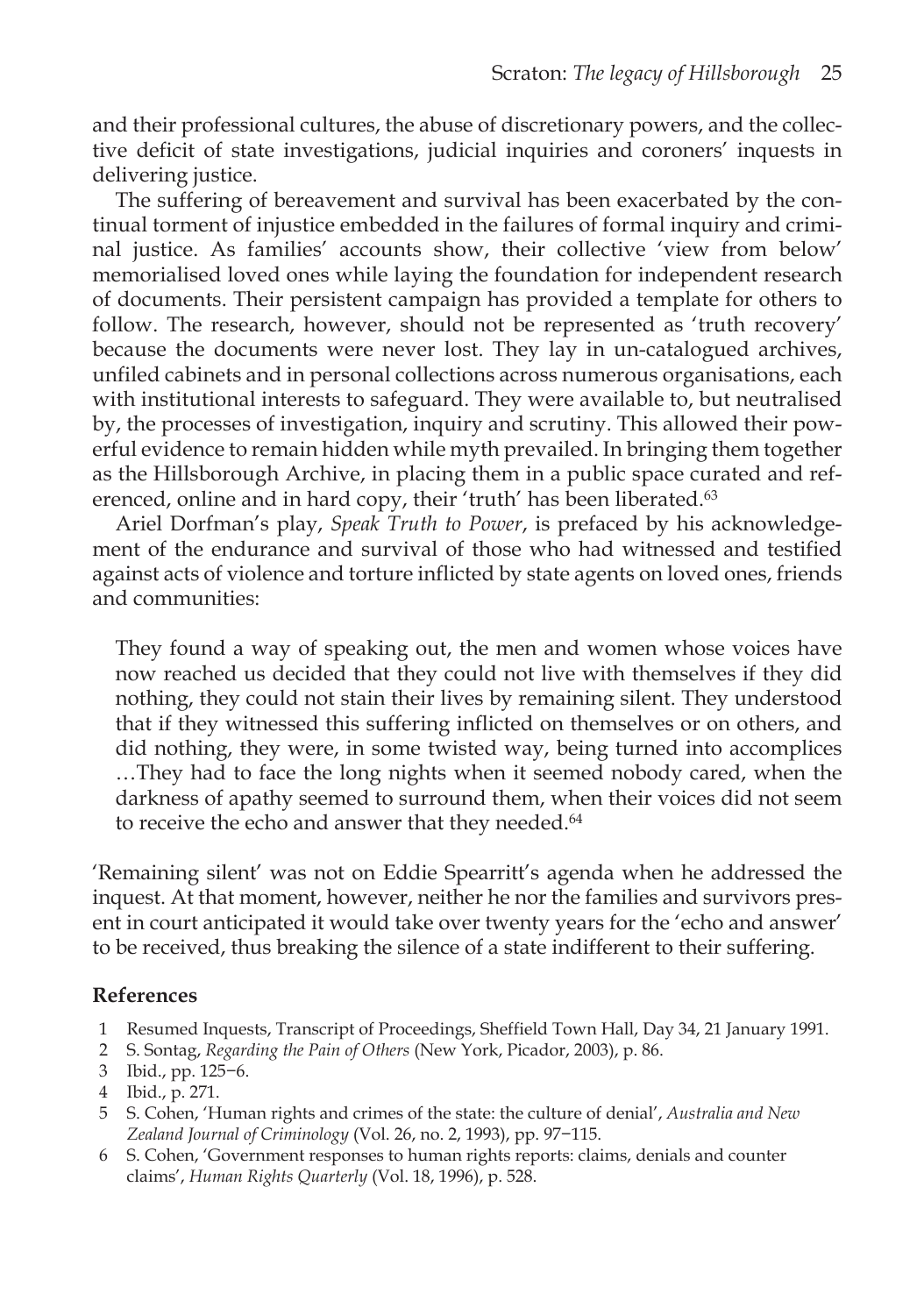and their professional cultures, the abuse of discretionary powers, and the collective deficit of state investigations, judicial inquiries and coroners' inquests in delivering justice.

The suffering of bereavement and survival has been exacerbated by the continual torment of injustice embedded in the failures of formal inquiry and criminal justice. As families' accounts show, their collective 'view from below' memorialised loved ones while laying the foundation for independent research of documents. Their persistent campaign has provided a template for others to follow. The research, however, should not be represented as 'truth recovery' because the documents were never lost. They lay in un-catalogued archives, unfiled cabinets and in personal collections across numerous organisations, each with institutional interests to safeguard. They were available to, but neutralised by, the processes of investigation, inquiry and scrutiny. This allowed their powerful evidence to remain hidden while myth prevailed. In bringing them together as the Hillsborough Archive, in placing them in a public space curated and referenced, online and in hard copy, their 'truth' has been liberated.[63]

Ariel Dorfman's play, *Speak Truth to Power*, is prefaced by his acknowledgement of the endurance and survival of those who had witnessed and testified against acts of violence and torture inflicted by state agents on loved ones, friends and communities:

> They found a way of speaking out, the men and women whose voices have now reached us decided that they could not live with themselves if they did nothing, they could not stain their lives by remaining silent. They understood that if they witnessed this suffering inflicted on themselves or on others, and did nothing, they were, in some twisted way, being turned into accomplices …They had to face the long nights when it seemed nobody cared, when the darkness of apathy seemed to surround them, when their voices did not seem to receive the echo and answer that they needed.[64]

'Remaining silent' was not on Eddie Spearritt's agenda when he addressed the inquest. At that moment, however, neither he nor the families and survivors present in court anticipated it would take over twenty years for the 'echo and answer' to be received, thus breaking the silence of a state indifferent to their suffering.

## References

1. Resumed Inquests, Transcript of Proceedings, Sheffield Town Hall, Day 34, 21 January 1991.
2. S. Sontag, *Regarding the Pain of Others* (New York, Picador, 2003), p. 86.
3. Ibid., pp. 125–6.
4. Ibid., p. 271.
5. S. Cohen, 'Human rights and crimes of the state: the culture of denial', *Australia and New Zealand Journal of Criminology* (Vol. 26, no. 2, 1993), pp. 97–115.
6. S. Cohen, 'Government responses to human rights reports: claims, denials and counter claims', *Human Rights Quarterly* (Vol. 18, 1996), p. 528.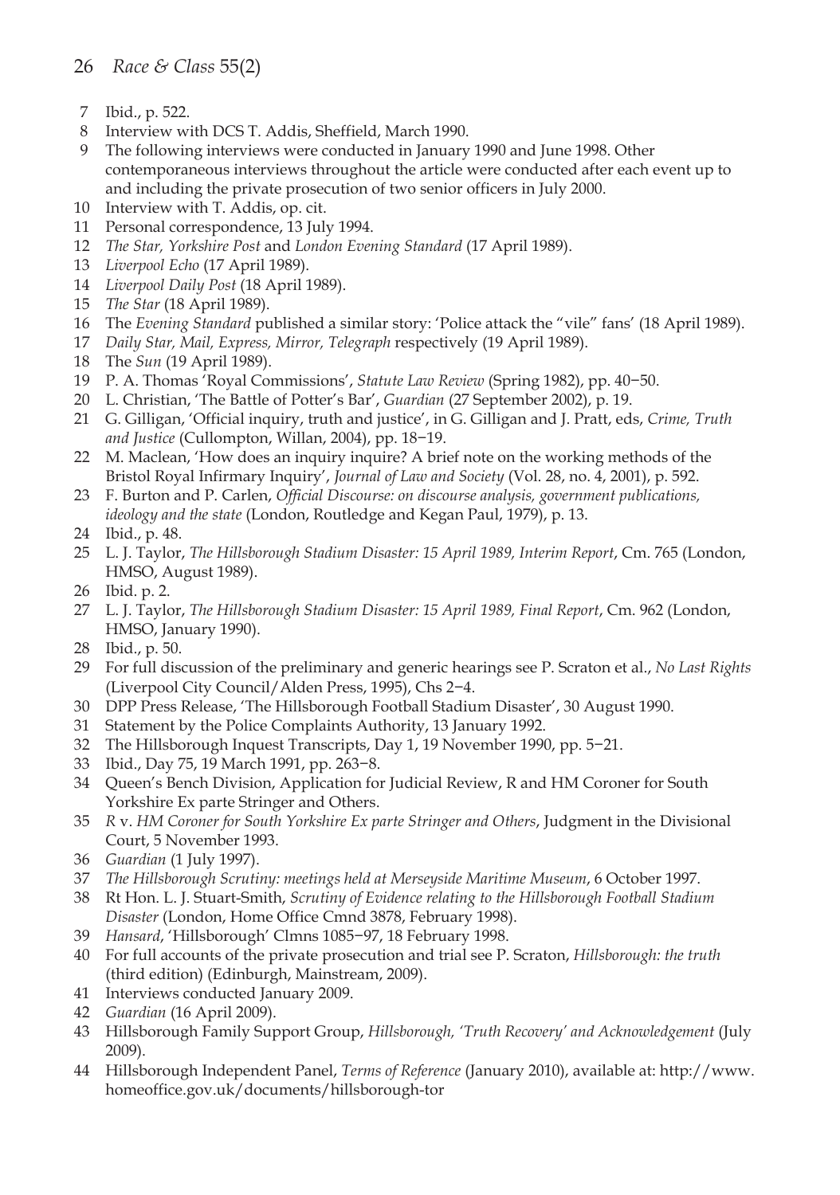7 Ibid., p. 522.

8 Interview with DCS T. Addis, Sheffield, March 1990.

9 The following interviews were conducted in January 1990 and June 1998. Other contemporaneous interviews throughout the article were conducted after each event up to and including the private prosecution of two senior officers in July 2000.

10 Interview with T. Addis, op. cit.

11 Personal correspondence, 13 July 1994.

12 *The Star, Yorkshire Post* and *London Evening Standard* (17 April 1989).

13 *Liverpool Echo* (17 April 1989).

14 *Liverpool Daily Post* (18 April 1989).

15 *The Star* (18 April 1989).

16 The *Evening Standard* published a similar story: 'Police attack the "vile" fans' (18 April 1989).

17 *Daily Star, Mail, Express, Mirror, Telegraph* respectively (19 April 1989).

18 The *Sun* (19 April 1989).

19 P. A. Thomas 'Royal Commissions', *Statute Law Review* (Spring 1982), pp. 40–50.

20 L. Christian, 'The Battle of Potter's Bar', *Guardian* (27 September 2002), p. 19.

21 G. Gilligan, 'Official inquiry, truth and justice', in G. Gilligan and J. Pratt, eds, *Crime, Truth and Justice* (Cullompton, Willan, 2004), pp. 18–19.

22 M. Maclean, 'How does an inquiry inquire? A brief note on the working methods of the Bristol Royal Infirmary Inquiry', *Journal of Law and Society* (Vol. 28, no. 4, 2001), p. 592.

23 F. Burton and P. Carlen, *Official Discourse: on discourse analysis, government publications, ideology and the state* (London, Routledge and Kegan Paul, 1979), p. 13.

24 Ibid., p. 48.

25 L. J. Taylor, *The Hillsborough Stadium Disaster: 15 April 1989, Interim Report*, Cm. 765 (London, HMSO, August 1989).

26 Ibid. p. 2.

27 L. J. Taylor, *The Hillsborough Stadium Disaster: 15 April 1989, Final Report*, Cm. 962 (London, HMSO, January 1990).

28 Ibid., p. 50.

29 For full discussion of the preliminary and generic hearings see P. Scraton et al., *No Last Rights* (Liverpool City Council/Alden Press, 1995), Chs 2–4.

30 DPP Press Release, 'The Hillsborough Football Stadium Disaster', 30 August 1990.

31 Statement by the Police Complaints Authority, 13 January 1992.

32 The Hillsborough Inquest Transcripts, Day 1, 19 November 1990, pp. 5–21.

33 Ibid., Day 75, 19 March 1991, pp. 263–8.

34 Queen's Bench Division, Application for Judicial Review, R and HM Coroner for South Yorkshire Ex parte Stringer and Others.

35 *R* v. *HM Coroner for South Yorkshire Ex parte Stringer and Others*, Judgment in the Divisional Court, 5 November 1993.

36 *Guardian* (1 July 1997).

37 *The Hillsborough Scrutiny: meetings held at Merseyside Maritime Museum*, 6 October 1997.

38 Rt Hon. L. J. Stuart-Smith, *Scrutiny of Evidence relating to the Hillsborough Football Stadium Disaster* (London, Home Office Cmnd 3878, February 1998).

39 *Hansard*, 'Hillsborough' Clmns 1085–97, 18 February 1998.

40 For full accounts of the private prosecution and trial see P. Scraton, *Hillsborough: the truth* (third edition) (Edinburgh, Mainstream, 2009).

41 Interviews conducted January 2009.

42 *Guardian* (16 April 2009).

43 Hillsborough Family Support Group, *Hillsborough, 'Truth Recovery' and Acknowledgement* (July 2009).

44 Hillsborough Independent Panel, *Terms of Reference* (January 2010), available at: http://www.homeoffice.gov.uk/documents/hillsborough-tor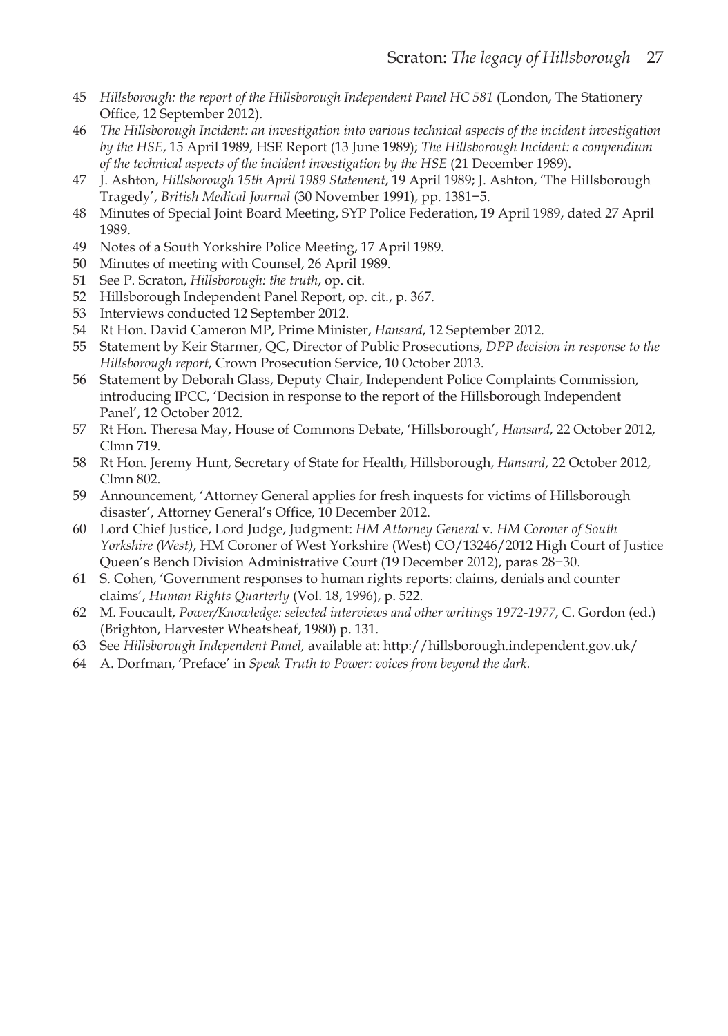45 *Hillsborough: the report of the Hillsborough Independent Panel HC 581* (London, The Stationery Office, 12 September 2012).

46 *The Hillsborough Incident: an investigation into various technical aspects of the incident investigation by the HSE*, 15 April 1989, HSE Report (13 June 1989); *The Hillsborough Incident: a compendium of the technical aspects of the incident investigation by the HSE* (21 December 1989).

47 J. Ashton, *Hillsborough 15th April 1989 Statement*, 19 April 1989; J. Ashton, 'The Hillsborough Tragedy', *British Medical Journal* (30 November 1991), pp. 1381–5.

48 Minutes of Special Joint Board Meeting, SYP Police Federation, 19 April 1989, dated 27 April 1989.

49 Notes of a South Yorkshire Police Meeting, 17 April 1989.

50 Minutes of meeting with Counsel, 26 April 1989.

51 See P. Scraton, *Hillsborough: the truth*, op. cit.

52 Hillsborough Independent Panel Report, op. cit., p. 367.

53 Interviews conducted 12 September 2012.

54 Rt Hon. David Cameron MP, Prime Minister, *Hansard*, 12 September 2012.

55 Statement by Keir Starmer, QC, Director of Public Prosecutions, *DPP decision in response to the Hillsborough report*, Crown Prosecution Service, 10 October 2013.

56 Statement by Deborah Glass, Deputy Chair, Independent Police Complaints Commission, introducing IPCC, 'Decision in response to the report of the Hillsborough Independent Panel', 12 October 2012.

57 Rt Hon. Theresa May, House of Commons Debate, 'Hillsborough', *Hansard*, 22 October 2012, Clmn 719.

58 Rt Hon. Jeremy Hunt, Secretary of State for Health, Hillsborough, *Hansard*, 22 October 2012, Clmn 802.

59 Announcement, 'Attorney General applies for fresh inquests for victims of Hillsborough disaster', Attorney General's Office, 10 December 2012.

60 Lord Chief Justice, Lord Judge, Judgment: *HM Attorney General* v. *HM Coroner of South Yorkshire (West)*, HM Coroner of West Yorkshire (West) CO/13246/2012 High Court of Justice Queen's Bench Division Administrative Court (19 December 2012), paras 28–30.

61 S. Cohen, 'Government responses to human rights reports: claims, denials and counter claims', *Human Rights Quarterly* (Vol. 18, 1996), p. 522.

62 M. Foucault, *Power/Knowledge: selected interviews and other writings 1972-1977*, C. Gordon (ed.) (Brighton, Harvester Wheatsheaf, 1980) p. 131.

63 See *Hillsborough Independent Panel,* available at: http://hillsborough.independent.gov.uk/

64 A. Dorfman, 'Preface' in *Speak Truth to Power: voices from beyond the dark.*